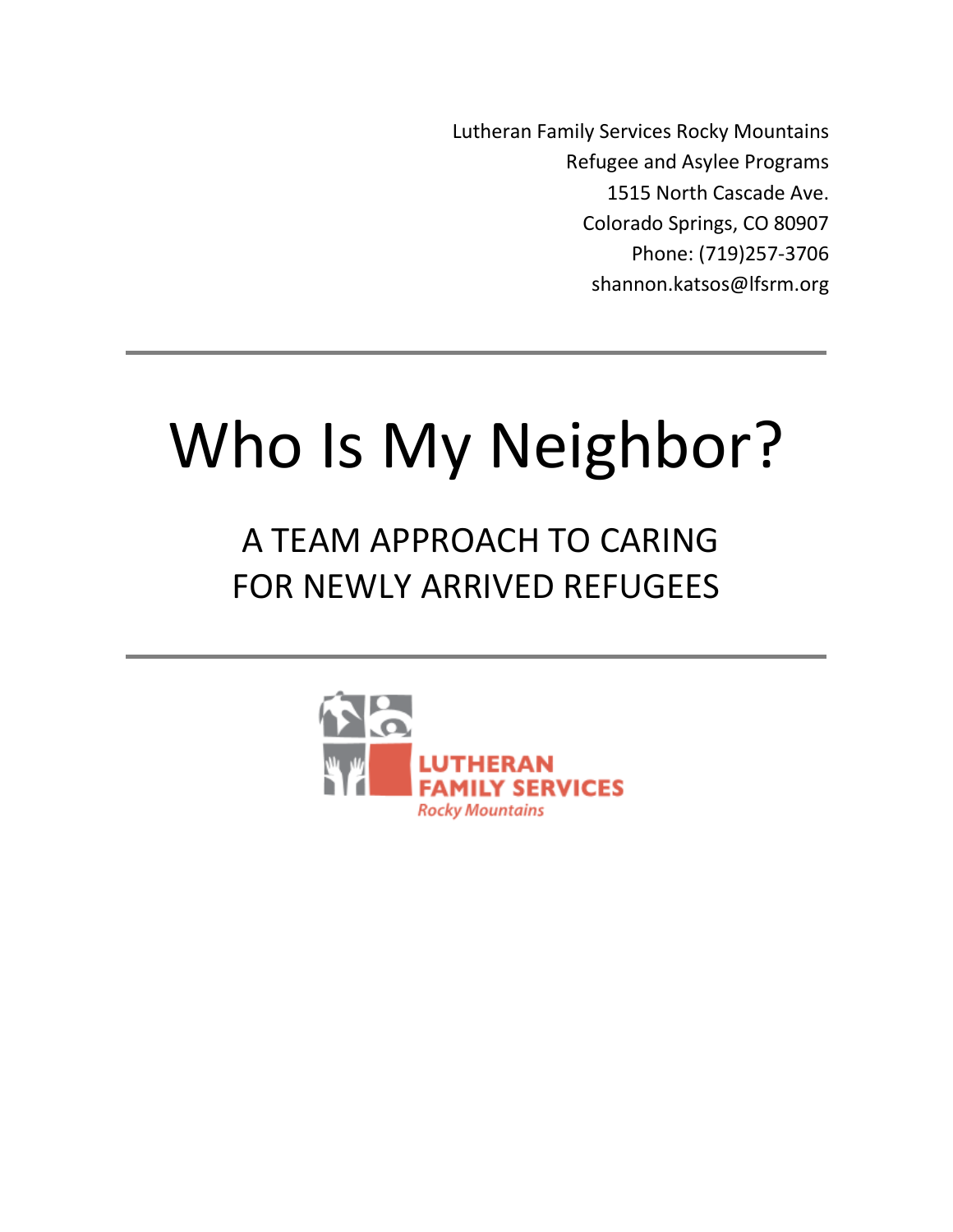Lutheran Family Services Rocky Mountains
Refugee and Asylee Programs
1515 North Cascade Ave.
Colorado Springs, CO 80907
Phone: (719)257-3706
shannon.katsos@lfsrm.org

---

# Who Is My Neighbor?

## A TEAM APPROACH TO CARING FOR NEWLY ARRIVED REFUGEES

---

LUTHERAN FAMILY SERVICES
*Rocky Mountains*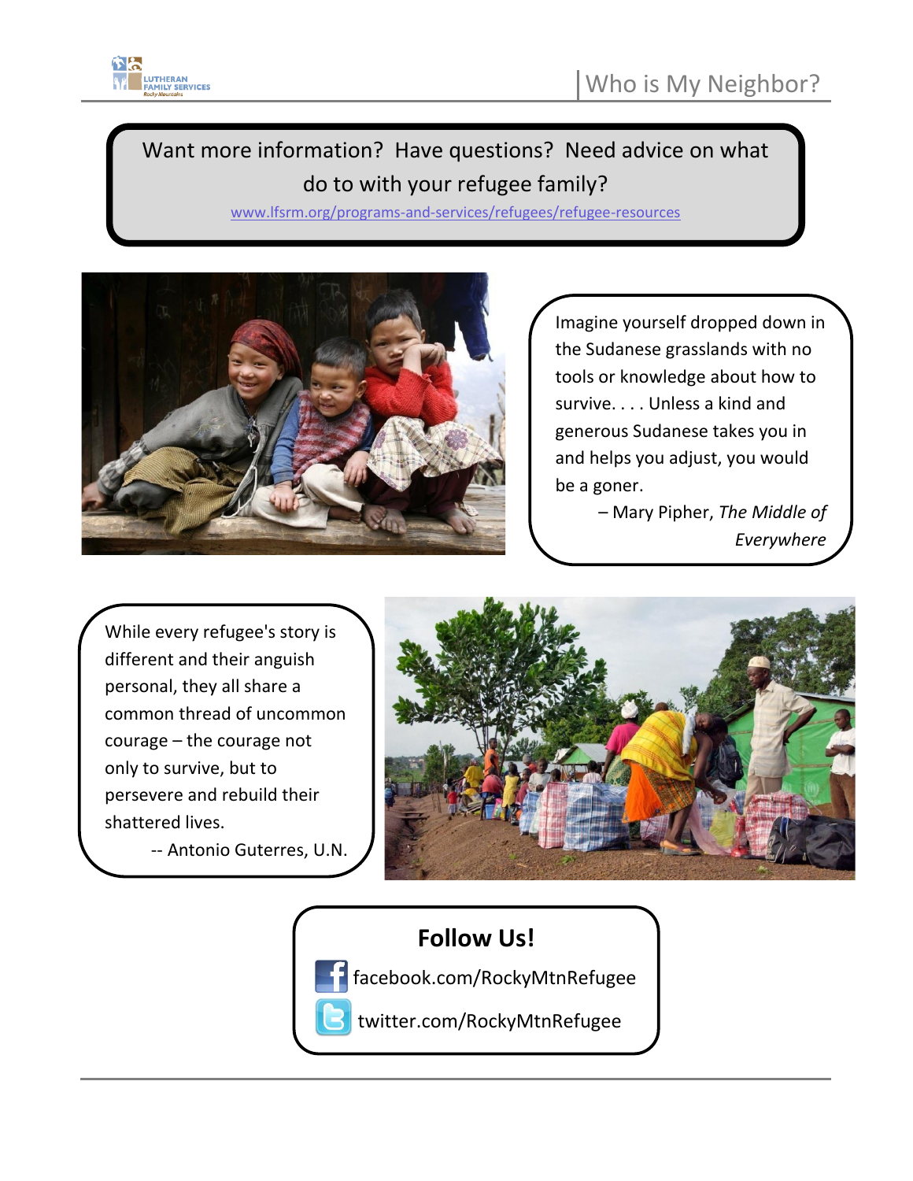Want more information? Have questions? Need advice on what do to with your refugee family?

www.lfsrm.org/programs-and-services/refugees/refugee-resources

Imagine yourself dropped down in the Sudanese grasslands with no tools or knowledge about how to survive. . . . Unless a kind and generous Sudanese takes you in and helps you adjust, you would be a goner.

– Mary Pipher, *The Middle of Everywhere*

While every refugee's story is different and their anguish personal, they all share a common thread of uncommon courage – the courage not only to survive, but to persevere and rebuild their shattered lives.

-- Antonio Guterres, U.N.

**Follow Us!**

facebook.com/RockyMtnRefugee

twitter.com/RockyMtnRefugee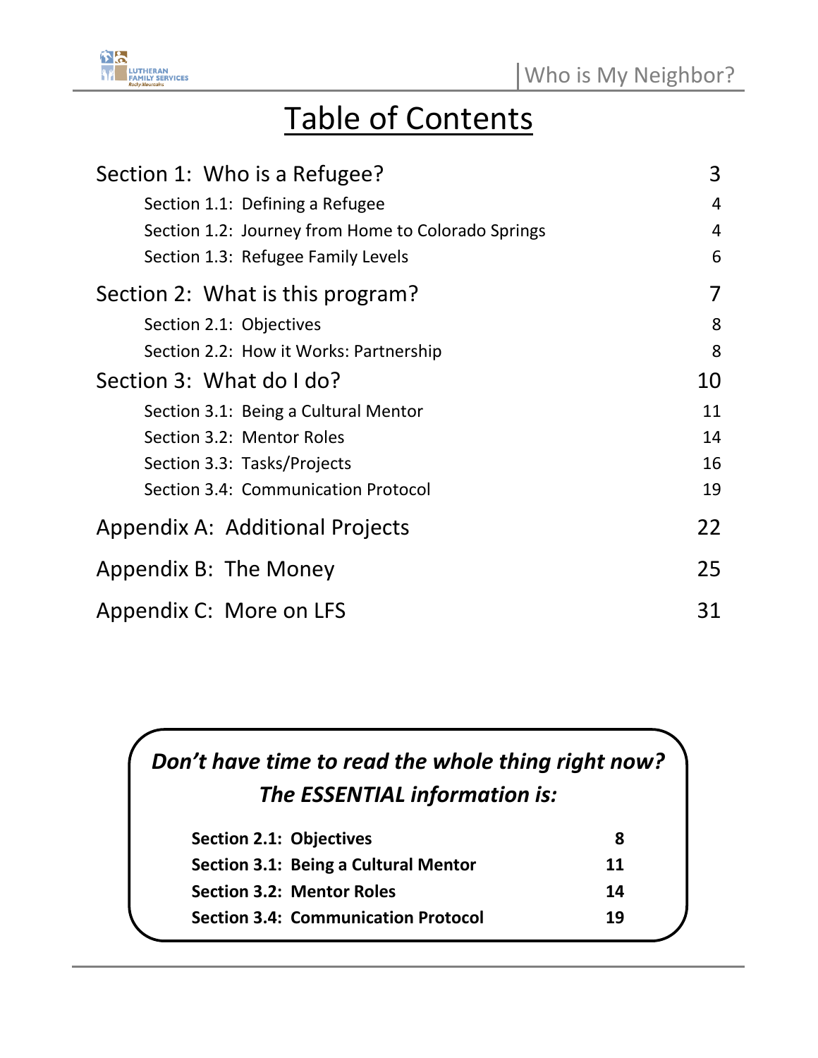# Table of Contents

| | |
|---|---|
| **Section 1: Who is a Refugee?** | **3** |
| Section 1.1: Defining a Refugee | 4 |
| Section 1.2: Journey from Home to Colorado Springs | 4 |
| Section 1.3: Refugee Family Levels | 6 |
| **Section 2: What is this program?** | **7** |
| Section 2.1: Objectives | 8 |
| Section 2.2: How it Works: Partnership | 8 |
| **Section 3: What do I do?** | **10** |
| Section 3.1: Being a Cultural Mentor | 11 |
| Section 3.2: Mentor Roles | 14 |
| Section 3.3: Tasks/Projects | 16 |
| Section 3.4: Communication Protocol | 19 |
| **Appendix A: Additional Projects** | **22** |
| **Appendix B: The Money** | **25** |
| **Appendix C: More on LFS** | **31** |

***Don't have time to read the whole thing right now? The ESSENTIAL information is:***

| | |
|---|---|
| **Section 2.1: Objectives** | **8** |
| **Section 3.1: Being a Cultural Mentor** | **11** |
| **Section 3.2: Mentor Roles** | **14** |
| **Section 3.4: Communication Protocol** | **19** |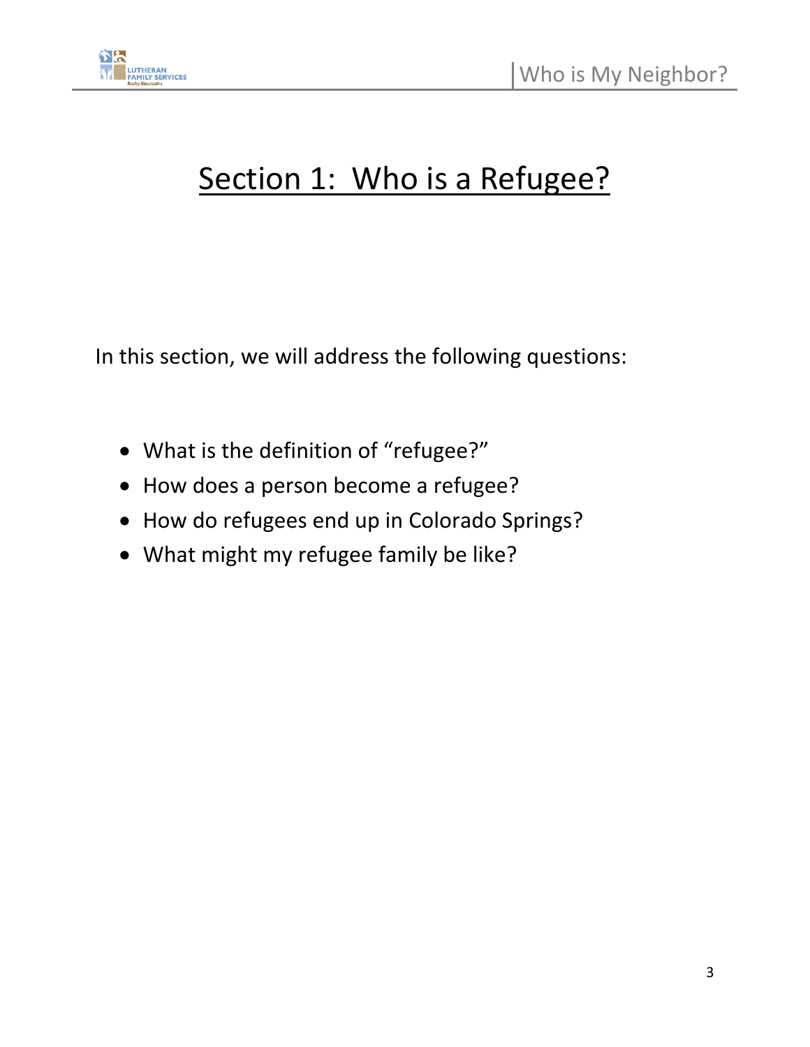# Section 1: Who is a Refugee?

In this section, we will address the following questions:

- What is the definition of "refugee?"
- How does a person become a refugee?
- How do refugees end up in Colorado Springs?
- What might my refugee family be like?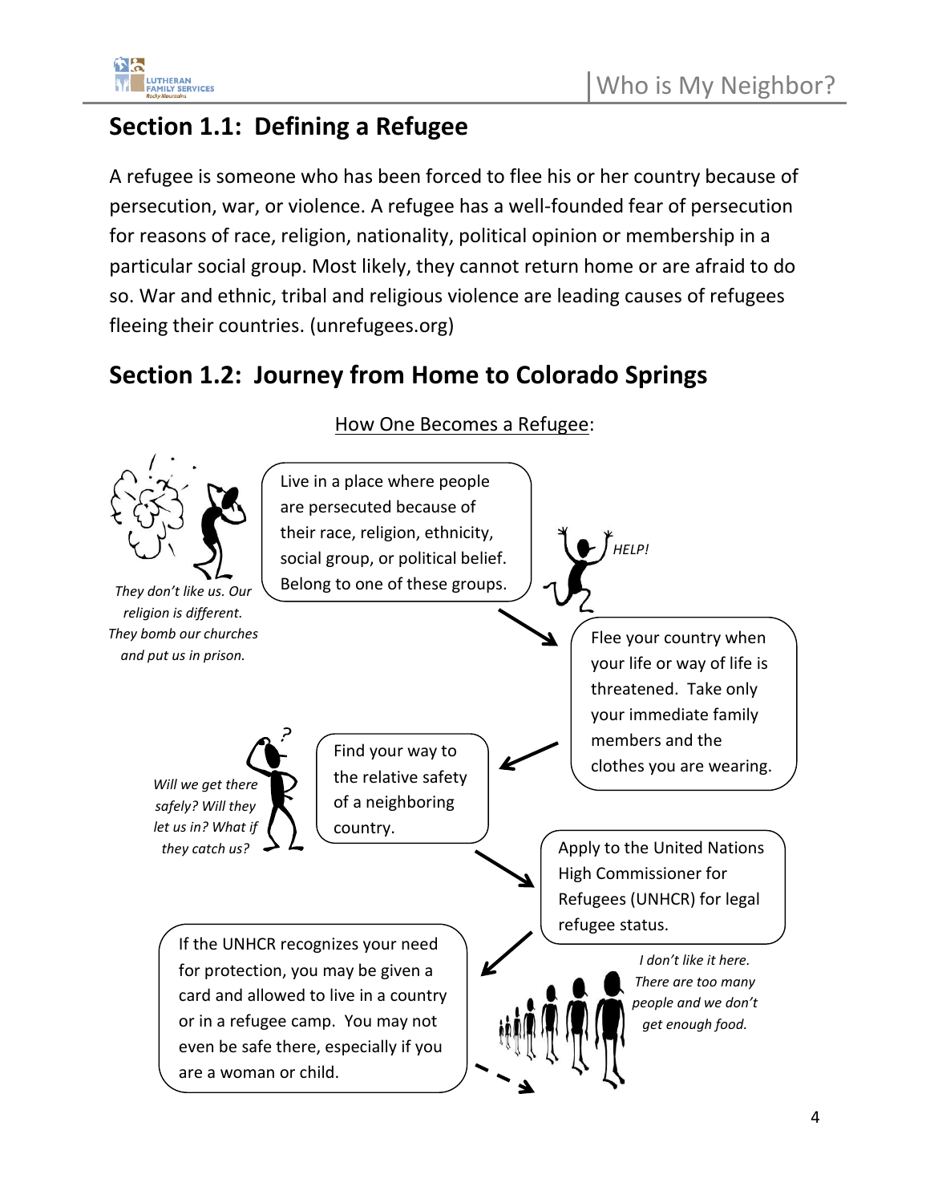## Section 1.1: Defining a Refugee

A refugee is someone who has been forced to flee his or her country because of persecution, war, or violence. A refugee has a well-founded fear of persecution for reasons of race, religion, nationality, political opinion or membership in a particular social group. Most likely, they cannot return home or are afraid to do so. War and ethnic, tribal and religious violence are leading causes of refugees fleeing their countries. (unrefugees.org)

## Section 1.2: Journey from Home to Colorado Springs

<u>How One Becomes a Refugee</u>:

*They don't like us. Our religion is different. They bomb our churches and put us in prison.*

Live in a place where people are persecuted because of their race, religion, ethnicity, social group, or political belief. Belong to one of these groups.

*HELP!*

Flee your country when your life or way of life is threatened. Take only your immediate family members and the clothes you are wearing.

Find your way to the relative safety of a neighboring country.

*Will we get there safely? Will they let us in? What if they catch us?*

Apply to the United Nations High Commissioner for Refugees (UNHCR) for legal refugee status.

If the UNHCR recognizes your need for protection, you may be given a card and allowed to live in a country or in a refugee camp. You may not even be safe there, especially if you are a woman or child.

*I don't like it here. There are too many people and we don't get enough food.*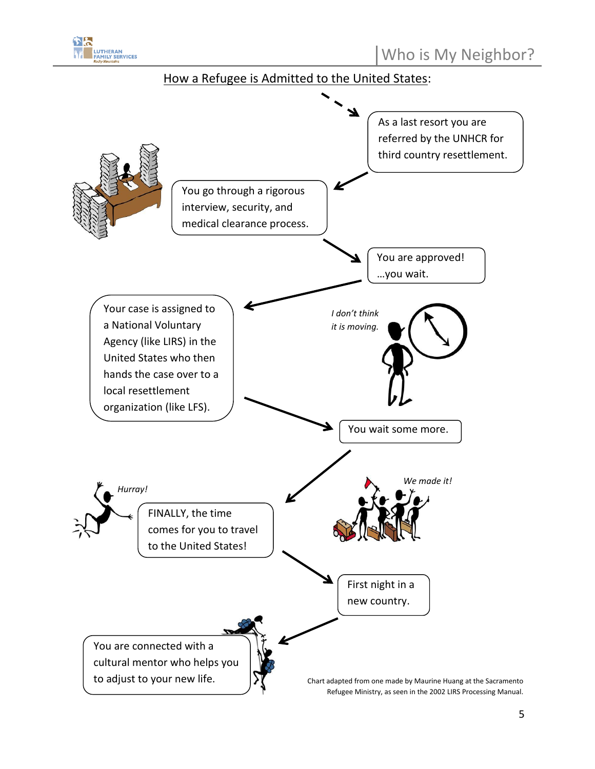## How a Refugee is Admitted to the United States:

As a last resort you are referred by the UNHCR for third country resettlement.

You go through a rigorous interview, security, and medical clearance process.

You are approved! …you wait.

Your case is assigned to a National Voluntary Agency (like LIRS) in the United States who then hands the case over to a local resettlement organization (like LFS).

*I don't think it is moving.*

You wait some more.

*Hurray!*

FINALLY, the time comes for you to travel to the United States!

*We made it!*

First night in a new country.

You are connected with a cultural mentor who helps you to adjust to your new life.

Chart adapted from one made by Maurine Huang at the Sacramento Refugee Ministry, as seen in the 2002 LIRS Processing Manual.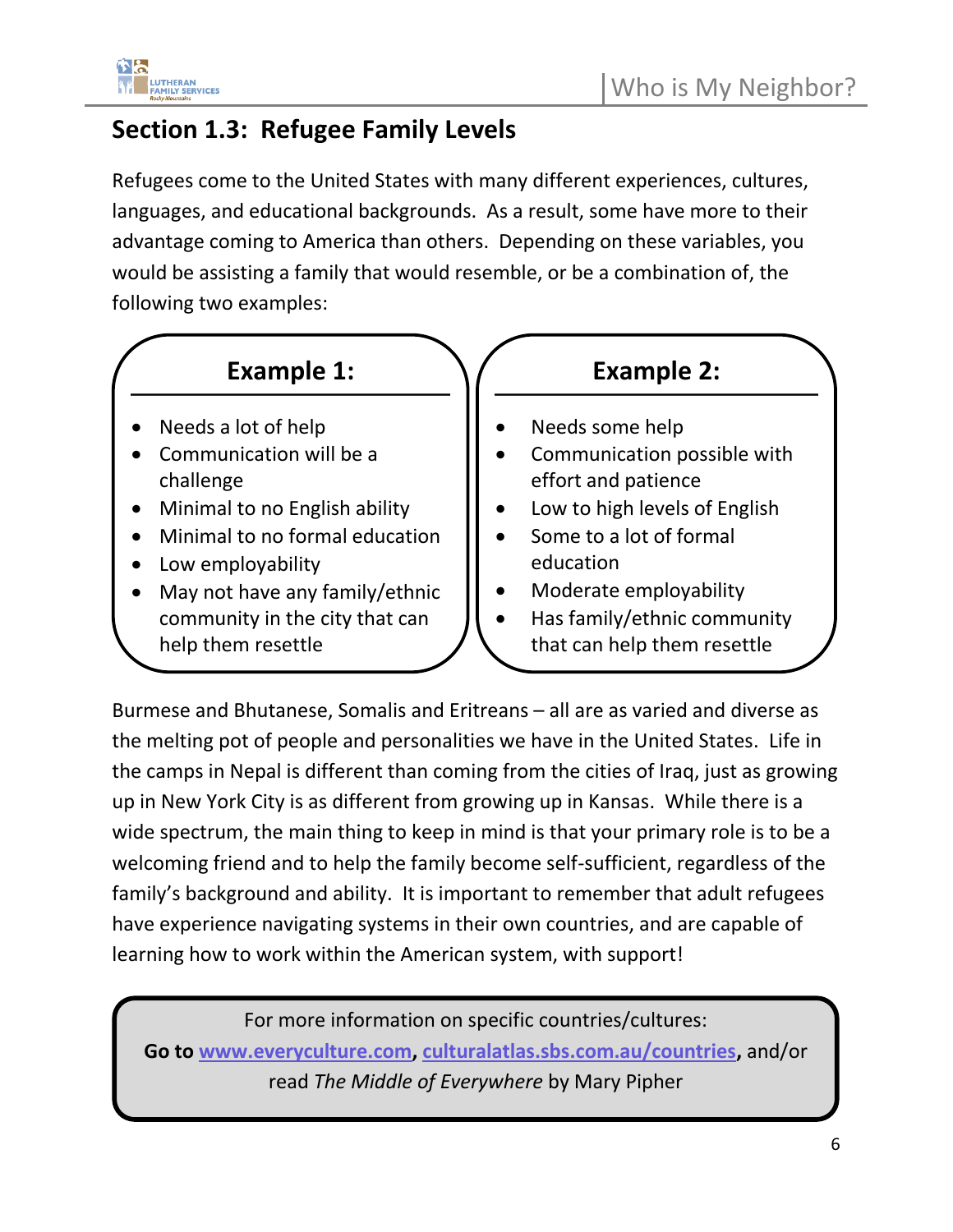## Section 1.3: Refugee Family Levels

Refugees come to the United States with many different experiences, cultures, languages, and educational backgrounds. As a result, some have more to their advantage coming to America than others. Depending on these variables, you would be assisting a family that would resemble, or be a combination of, the following two examples:

### Example 1:

- Needs a lot of help
- Communication will be a challenge
- Minimal to no English ability
- Minimal to no formal education
- Low employability
- May not have any family/ethnic community in the city that can help them resettle

### Example 2:

- Needs some help
- Communication possible with effort and patience
- Low to high levels of English
- Some to a lot of formal education
- Moderate employability
- Has family/ethnic community that can help them resettle

Burmese and Bhutanese, Somalis and Eritreans – all are as varied and diverse as the melting pot of people and personalities we have in the United States. Life in the camps in Nepal is different than coming from the cities of Iraq, just as growing up in New York City is as different from growing up in Kansas. While there is a wide spectrum, the main thing to keep in mind is that your primary role is to be a welcoming friend and to help the family become self-sufficient, regardless of the family's background and ability. It is important to remember that adult refugees have experience navigating systems in their own countries, and are capable of learning how to work within the American system, with support!

> For more information on specific countries/cultures:
> **Go to www.everyculture.com, culturalatlas.sbs.com.au/countries,** and/or read *The Middle of Everywhere* by Mary Pipher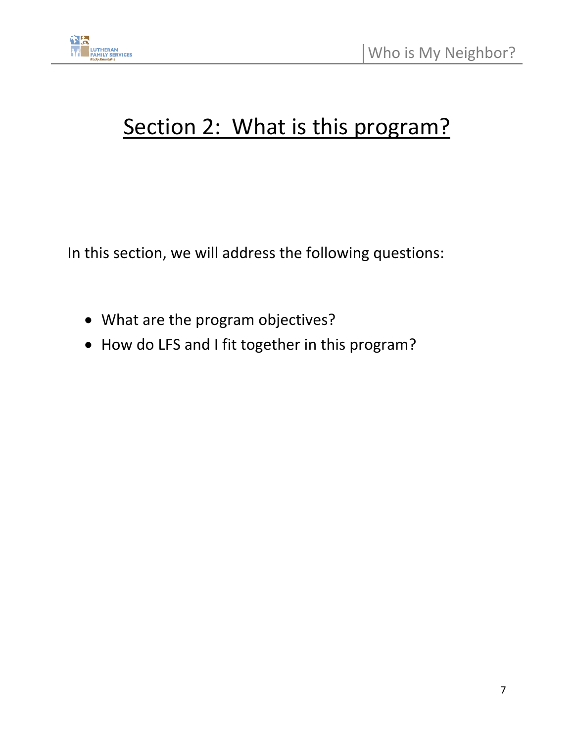# Section 2: What is this program?

In this section, we will address the following questions:

- What are the program objectives?
- How do LFS and I fit together in this program?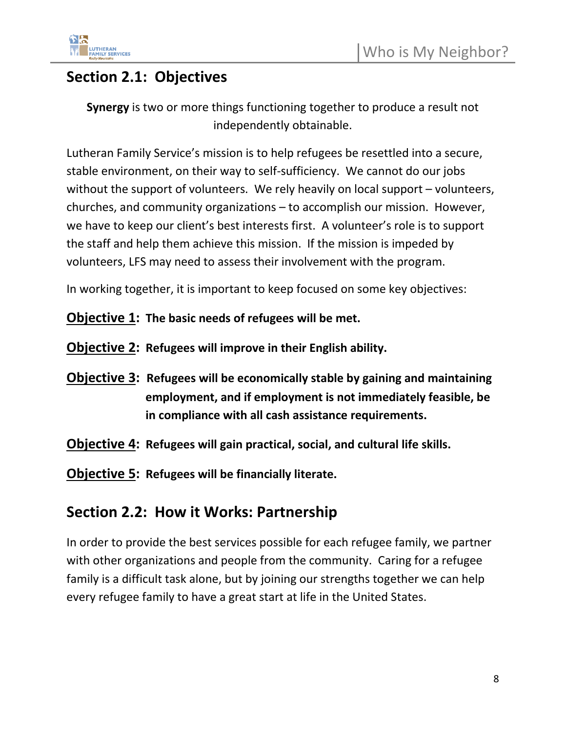## Section 2.1: Objectives

**Synergy** is two or more things functioning together to produce a result not independently obtainable.

Lutheran Family Service's mission is to help refugees be resettled into a secure, stable environment, on their way to self-sufficiency. We cannot do our jobs without the support of volunteers. We rely heavily on local support – volunteers, churches, and community organizations – to accomplish our mission. However, we have to keep our client's best interests first. A volunteer's role is to support the staff and help them achieve this mission. If the mission is impeded by volunteers, LFS may need to assess their involvement with the program.

In working together, it is important to keep focused on some key objectives:

**Objective 1: The basic needs of refugees will be met.**

**Objective 2: Refugees will improve in their English ability.**

**Objective 3: Refugees will be economically stable by gaining and maintaining employment, and if employment is not immediately feasible, be in compliance with all cash assistance requirements.**

**Objective 4: Refugees will gain practical, social, and cultural life skills.**

**Objective 5: Refugees will be financially literate.**

## Section 2.2: How it Works: Partnership

In order to provide the best services possible for each refugee family, we partner with other organizations and people from the community. Caring for a refugee family is a difficult task alone, but by joining our strengths together we can help every refugee family to have a great start at life in the United States.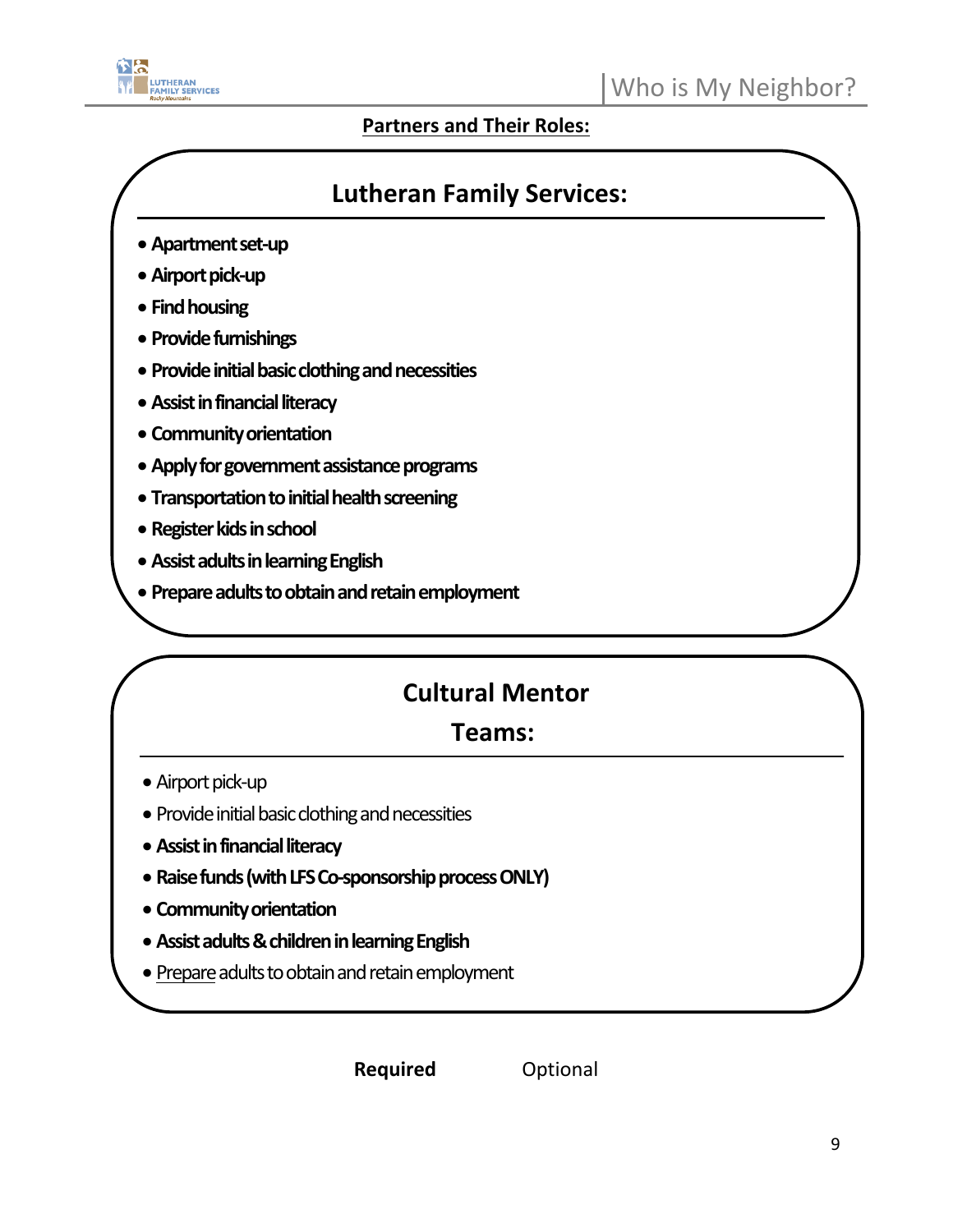**<u>Partners and Their Roles:</u>**

## Lutheran Family Services:

- **Apartment set-up**
- **Airport pick-up**
- **Find housing**
- **Provide furnishings**
- **Provide initial basic clothing and necessities**
- **Assist in financial literacy**
- **Community orientation**
- **Apply for government assistance programs**
- **Transportation to initial health screening**
- **Register kids in school**
- **Assist adults in learning English**
- **Prepare adults to obtain and retain employment**

## Cultural Mentor Teams:

- Airport pick-up
- Provide initial basic clothing and necessities
- **Assist in financial literacy**
- **Raise funds (with LFS Co-sponsorship process ONLY)**
- **Community orientation**
- **Assist adults & children in learning English**
- <u>Prepare</u> adults to obtain and retain employment

**Required** Optional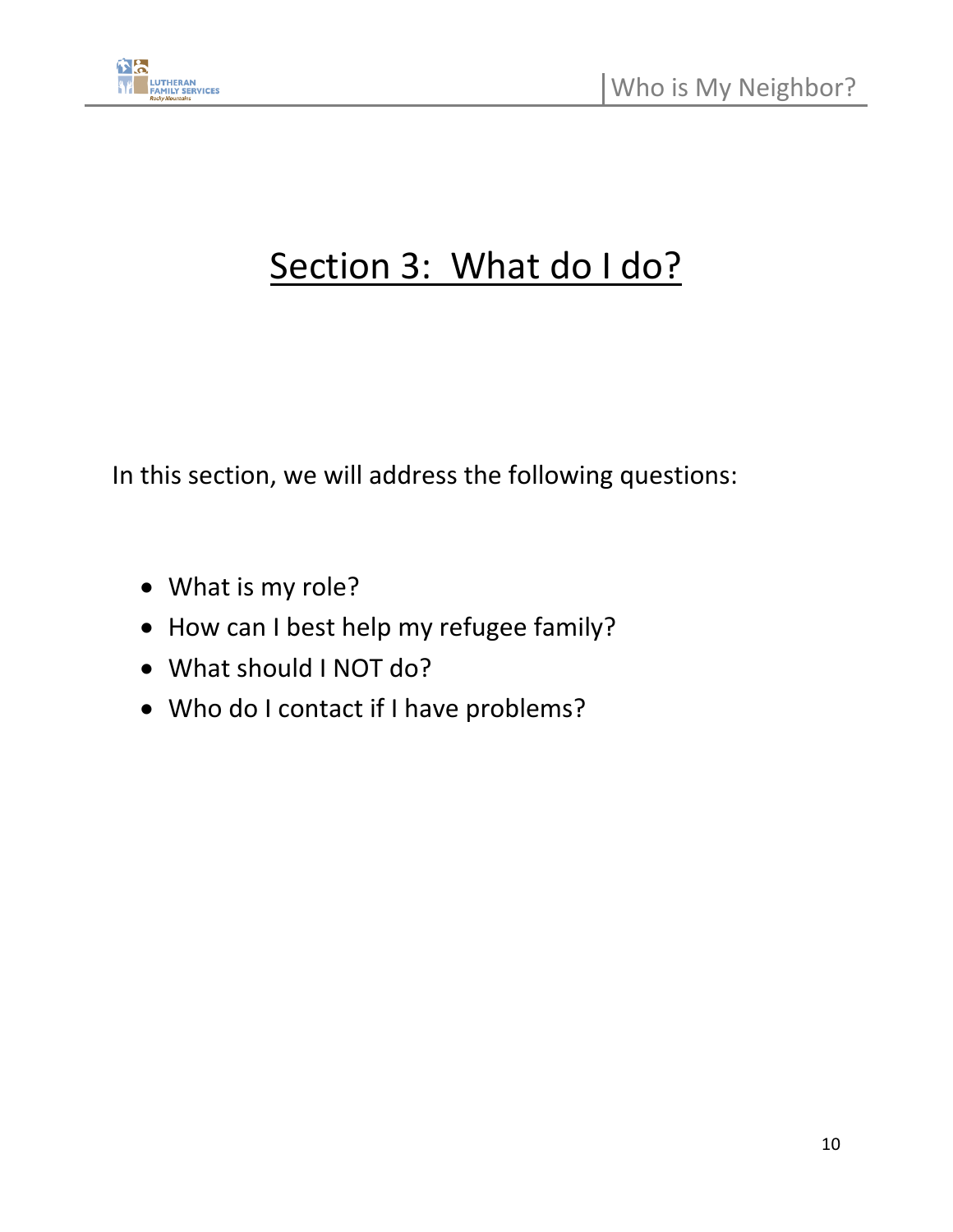# Section 3: What do I do?

In this section, we will address the following questions:

- What is my role?
- How can I best help my refugee family?
- What should I NOT do?
- Who do I contact if I have problems?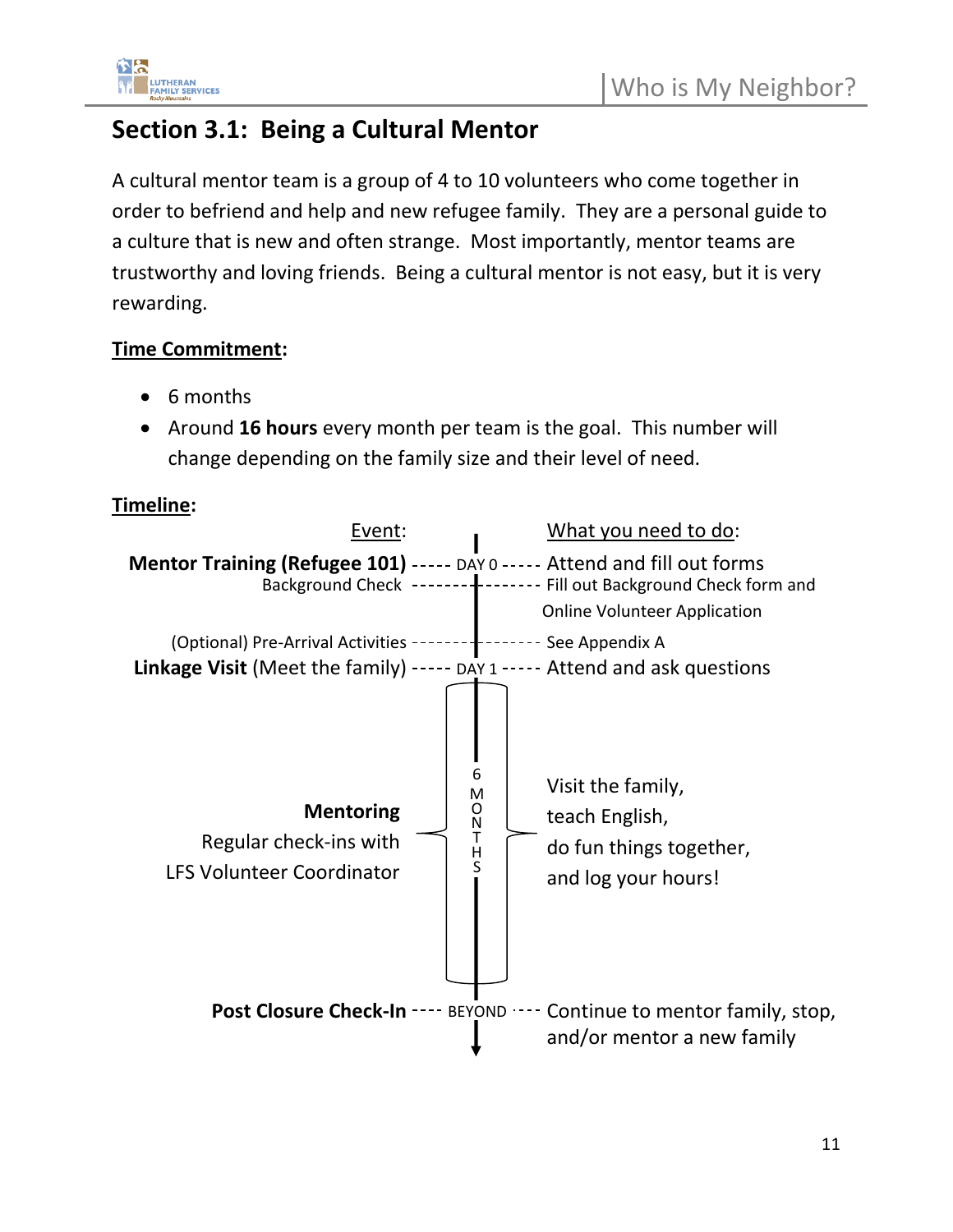## Section 3.1: Being a Cultural Mentor

A cultural mentor team is a group of 4 to 10 volunteers who come together in order to befriend and help and new refugee family. They are a personal guide to a culture that is new and often strange. Most importantly, mentor teams are trustworthy and loving friends. Being a cultural mentor is not easy, but it is very rewarding.

**Time Commitment:**

- 6 months
- Around **16 hours** every month per team is the goal. This number will change depending on the family size and their level of need.

**Timeline:**

| Event: | | What you need to do: |
|---|---|---|
| **Mentor Training (Refugee 101)** | DAY 0 | Attend and fill out forms |
| Background Check | | Fill out Background Check form and Online Volunteer Application |
| (Optional) Pre-Arrival Activities | | See Appendix A |
| **Linkage Visit** (Meet the family) | DAY 1 | Attend and ask questions |
| **Mentoring** Regular check-ins with LFS Volunteer Coordinator | 6 MONTHS | Visit the family, teach English, do fun things together, and log your hours! |
| **Post Closure Check-In** | BEYOND | Continue to mentor family, stop, and/or mentor a new family |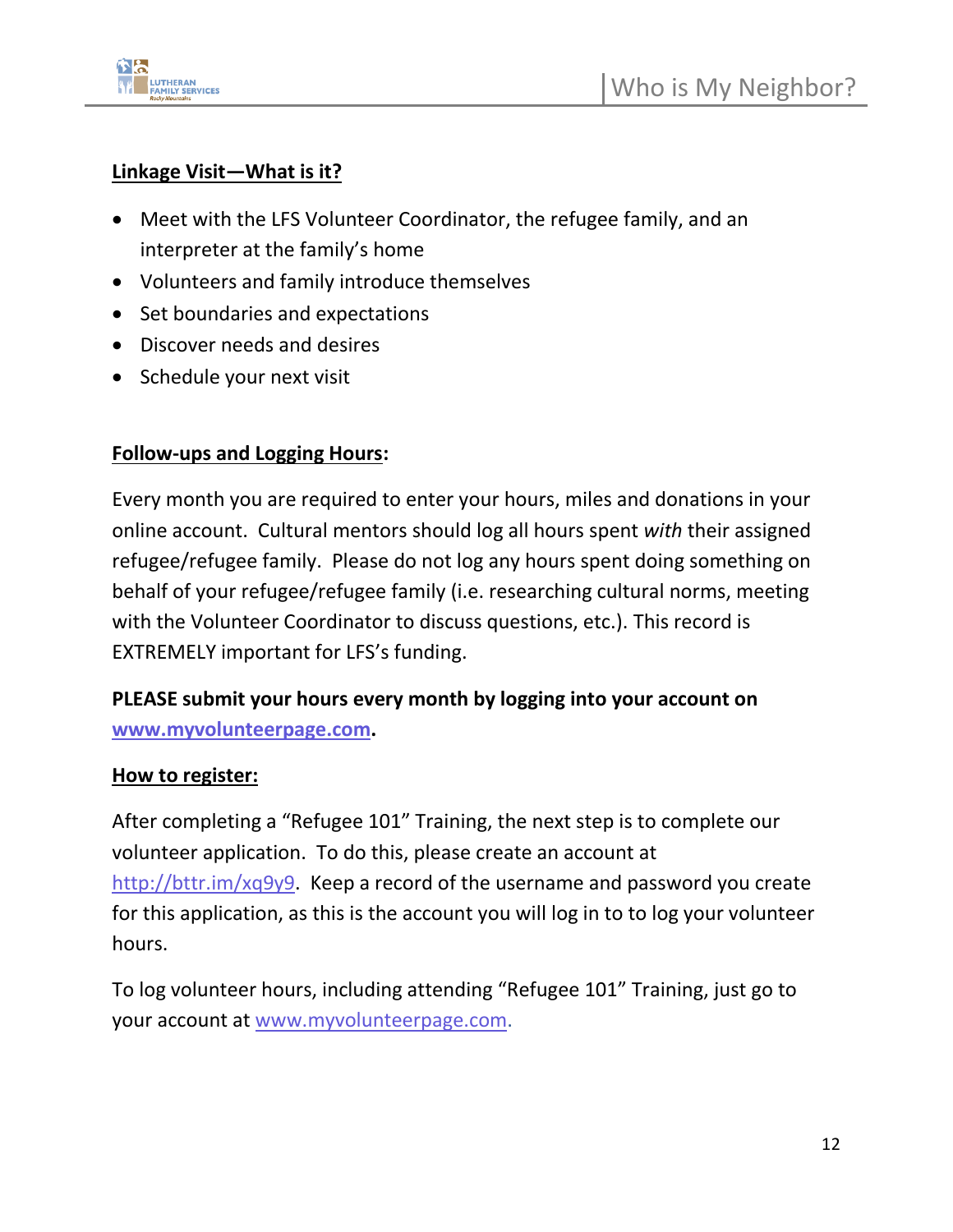**Linkage Visit—What is it?**

- Meet with the LFS Volunteer Coordinator, the refugee family, and an interpreter at the family's home
- Volunteers and family introduce themselves
- Set boundaries and expectations
- Discover needs and desires
- Schedule your next visit

**Follow-ups and Logging Hours:**

Every month you are required to enter your hours, miles and donations in your online account. Cultural mentors should log all hours spent *with* their assigned refugee/refugee family. Please do not log any hours spent doing something on behalf of your refugee/refugee family (i.e. researching cultural norms, meeting with the Volunteer Coordinator to discuss questions, etc.). This record is EXTREMELY important for LFS's funding.

**PLEASE submit your hours every month by logging into your account on [www.myvolunteerpage.com](www.myvolunteerpage.com).**

**How to register:**

After completing a "Refugee 101" Training, the next step is to complete our volunteer application. To do this, please create an account at [http://bttr.im/xq9y9](http://bttr.im/xq9y9). Keep a record of the username and password you create for this application, as this is the account you will log in to to log your volunteer hours.

To log volunteer hours, including attending "Refugee 101" Training, just go to your account at [www.myvolunteerpage.com](www.myvolunteerpage.com).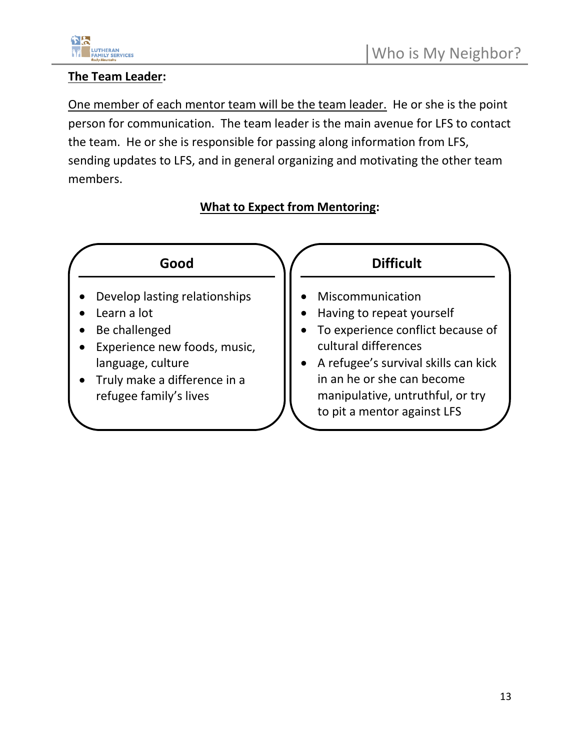**The Team Leader:**

One member of each mentor team will be the team leader. He or she is the point person for communication. The team leader is the main avenue for LFS to contact the team. He or she is responsible for passing along information from LFS, sending updates to LFS, and in general organizing and motivating the other team members.

**What to Expect from Mentoring:**

| Good | Difficult |
| --- | --- |
| • Develop lasting relationships<br>• Learn a lot<br>• Be challenged<br>• Experience new foods, music, language, culture<br>• Truly make a difference in a refugee family's lives | • Miscommunication<br>• Having to repeat yourself<br>• To experience conflict because of cultural differences<br>• A refugee's survival skills can kick in an he or she can become manipulative, untruthful, or try to pit a mentor against LFS |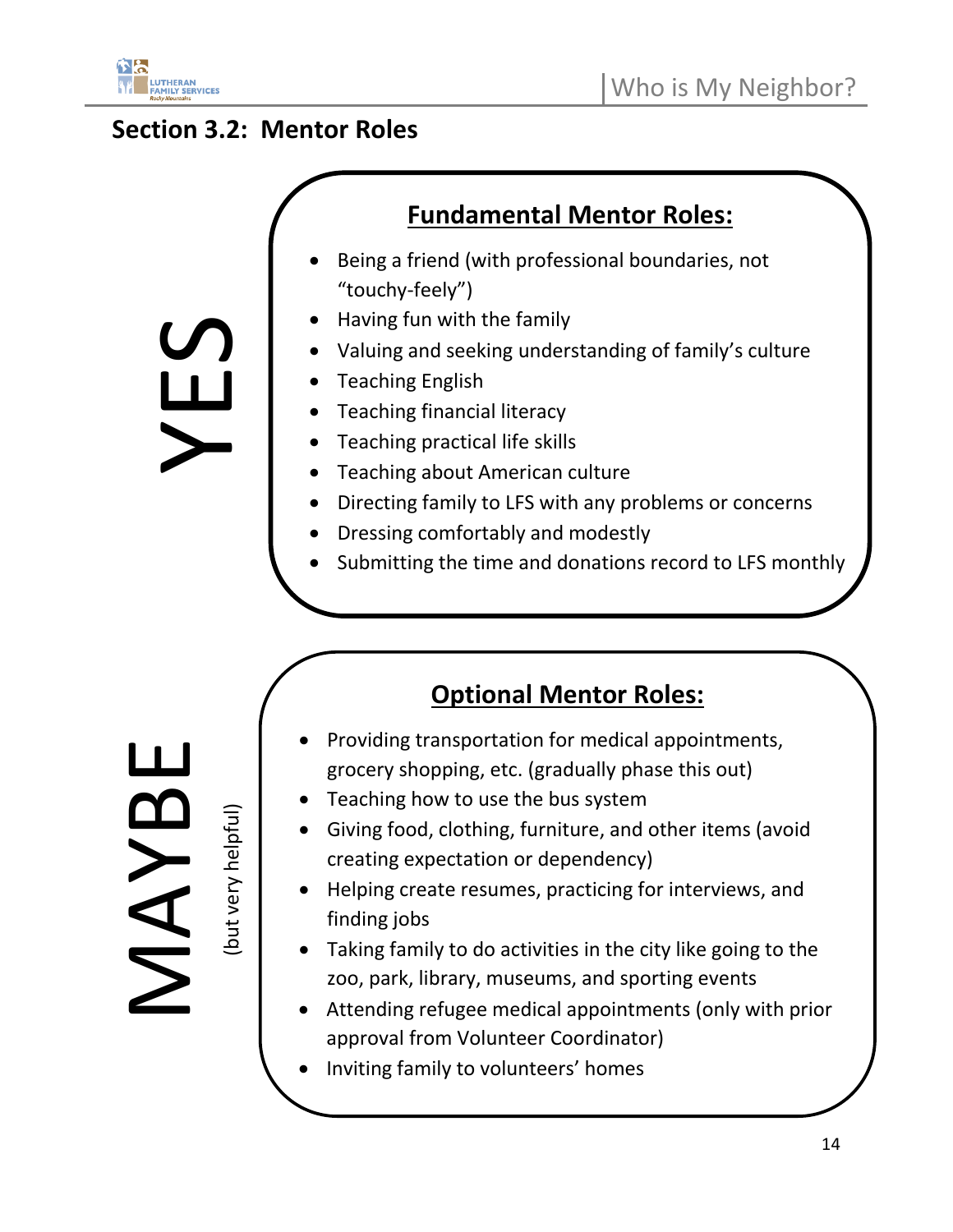## Section 3.2: Mentor Roles

YES

### Fundamental Mentor Roles:

- Being a friend (with professional boundaries, not "touchy-feely")
- Having fun with the family
- Valuing and seeking understanding of family's culture
- Teaching English
- Teaching financial literacy
- Teaching practical life skills
- Teaching about American culture
- Directing family to LFS with any problems or concerns
- Dressing comfortably and modestly
- Submitting the time and donations record to LFS monthly

MAYBE (but very helpful)

### Optional Mentor Roles:

- Providing transportation for medical appointments, grocery shopping, etc. (gradually phase this out)
- Teaching how to use the bus system
- Giving food, clothing, furniture, and other items (avoid creating expectation or dependency)
- Helping create resumes, practicing for interviews, and finding jobs
- Taking family to do activities in the city like going to the zoo, park, library, museums, and sporting events
- Attending refugee medical appointments (only with prior approval from Volunteer Coordinator)
- Inviting family to volunteers' homes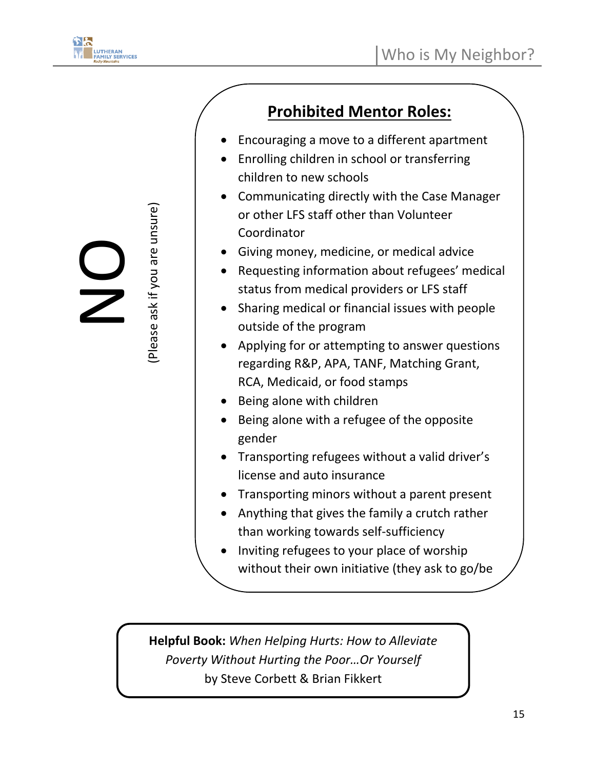NO

(Please ask if you are unsure)

## **Prohibited Mentor Roles:**

- Encouraging a move to a different apartment
- Enrolling children in school or transferring children to new schools
- Communicating directly with the Case Manager or other LFS staff other than Volunteer Coordinator
- Giving money, medicine, or medical advice
- Requesting information about refugees' medical status from medical providers or LFS staff
- Sharing medical or financial issues with people outside of the program
- Applying for or attempting to answer questions regarding R&P, APA, TANF, Matching Grant, RCA, Medicaid, or food stamps
- Being alone with children
- Being alone with a refugee of the opposite gender
- Transporting refugees without a valid driver's license and auto insurance
- Transporting minors without a parent present
- Anything that gives the family a crutch rather than working towards self-sufficiency
- Inviting refugees to your place of worship without their own initiative (they ask to go/be

**Helpful Book:** *When Helping Hurts: How to Alleviate Poverty Without Hurting the Poor…Or Yourself* by Steve Corbett & Brian Fikkert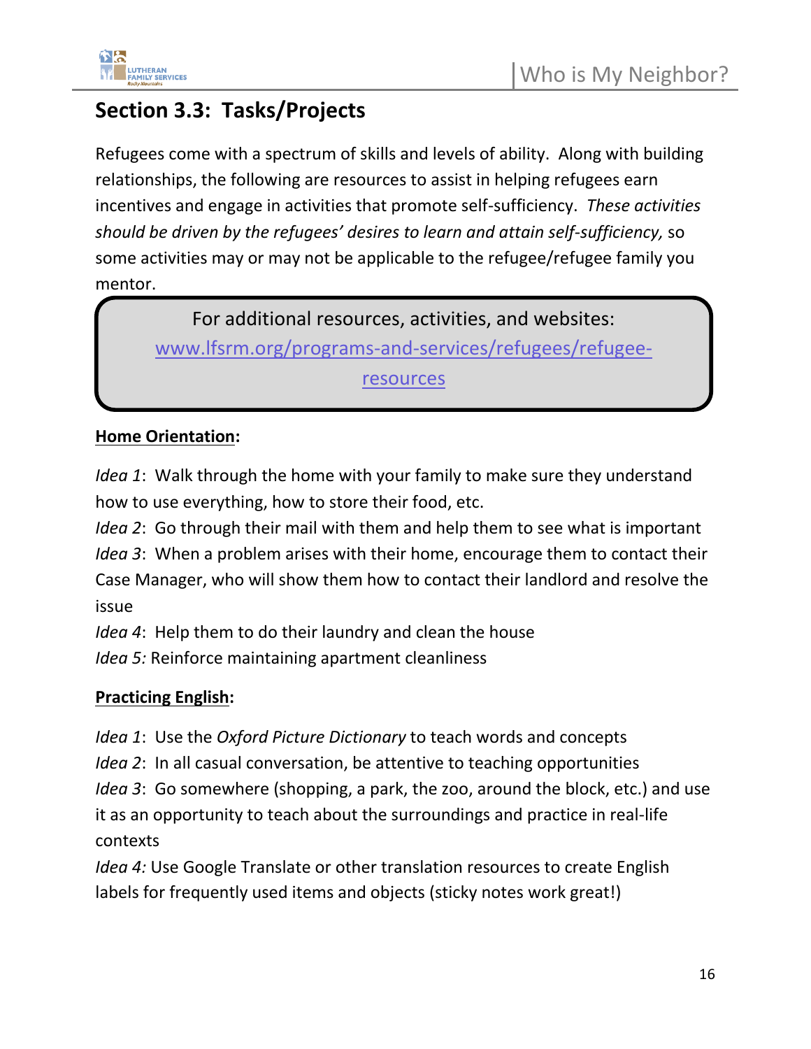## Section 3.3: Tasks/Projects

Refugees come with a spectrum of skills and levels of ability. Along with building relationships, the following are resources to assist in helping refugees earn incentives and engage in activities that promote self-sufficiency. *These activities should be driven by the refugees' desires to learn and attain self-sufficiency,* so some activities may or may not be applicable to the refugee/refugee family you mentor.

> For additional resources, activities, and websites:
> [www.lfsrm.org/programs-and-services/refugees/refugee-resources](www.lfsrm.org/programs-and-services/refugees/refugee-resources)

**Home Orientation:**

*Idea 1*: Walk through the home with your family to make sure they understand how to use everything, how to store their food, etc.
*Idea 2*: Go through their mail with them and help them to see what is important
*Idea 3*: When a problem arises with their home, encourage them to contact their Case Manager, who will show them how to contact their landlord and resolve the issue
*Idea 4*: Help them to do their laundry and clean the house
*Idea 5:* Reinforce maintaining apartment cleanliness

**Practicing English:**

*Idea 1*: Use the *Oxford Picture Dictionary* to teach words and concepts
*Idea 2*: In all casual conversation, be attentive to teaching opportunities
*Idea 3*: Go somewhere (shopping, a park, the zoo, around the block, etc.) and use it as an opportunity to teach about the surroundings and practice in real-life contexts
*Idea 4:* Use Google Translate or other translation resources to create English labels for frequently used items and objects (sticky notes work great!)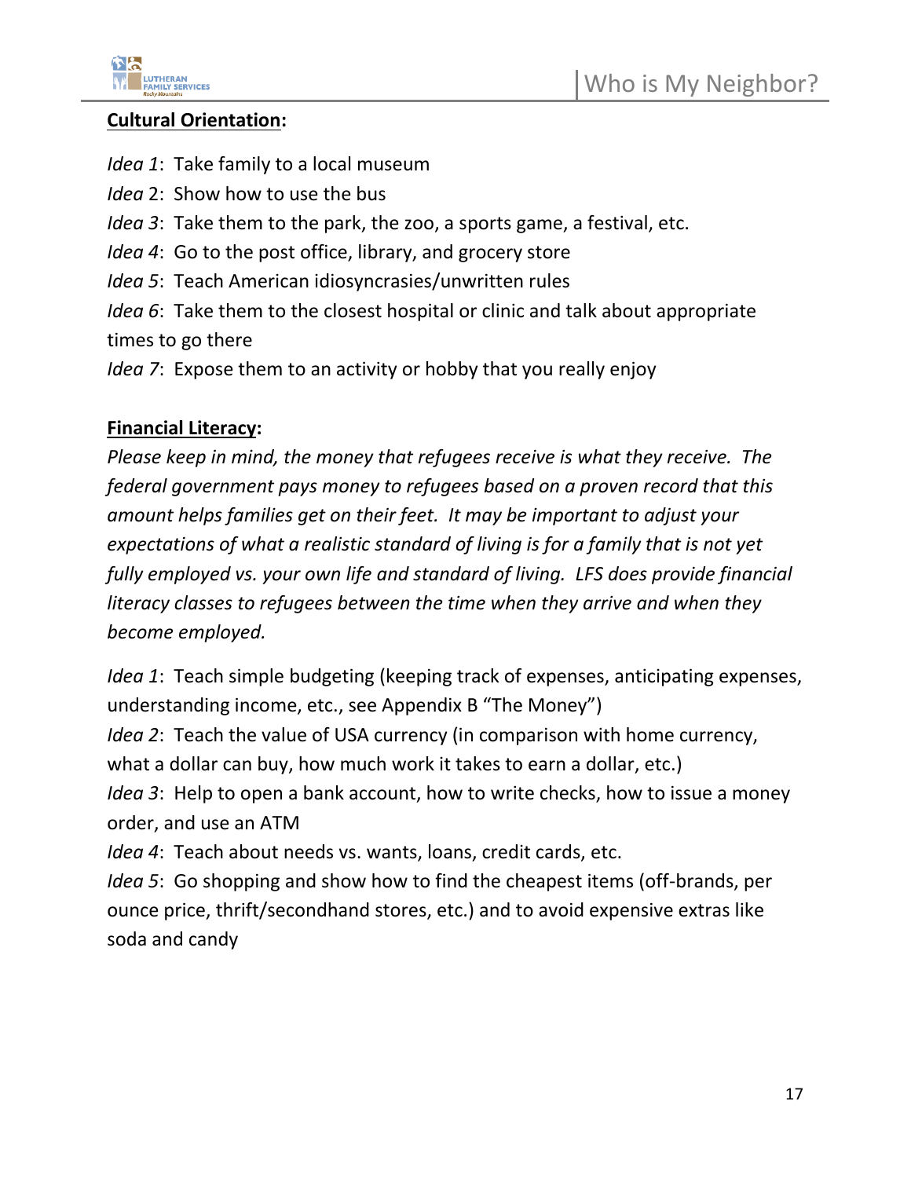**<u>Cultural Orientation</u>:**

*Idea 1*: Take family to a local museum
*Idea* 2: Show how to use the bus
*Idea 3*: Take them to the park, the zoo, a sports game, a festival, etc.
*Idea 4*: Go to the post office, library, and grocery store
*Idea 5*: Teach American idiosyncrasies/unwritten rules
*Idea 6*: Take them to the closest hospital or clinic and talk about appropriate times to go there
*Idea 7*: Expose them to an activity or hobby that you really enjoy

**<u>Financial Literacy</u>:**

*Please keep in mind, the money that refugees receive is what they receive. The federal government pays money to refugees based on a proven record that this amount helps families get on their feet. It may be important to adjust your expectations of what a realistic standard of living is for a family that is not yet fully employed vs. your own life and standard of living. LFS does provide financial literacy classes to refugees between the time when they arrive and when they become employed.*

*Idea 1*: Teach simple budgeting (keeping track of expenses, anticipating expenses, understanding income, etc., see Appendix B "The Money")
*Idea 2*: Teach the value of USA currency (in comparison with home currency, what a dollar can buy, how much work it takes to earn a dollar, etc.)
*Idea 3*: Help to open a bank account, how to write checks, how to issue a money order, and use an ATM
*Idea 4*: Teach about needs vs. wants, loans, credit cards, etc.
*Idea 5*: Go shopping and show how to find the cheapest items (off-brands, per ounce price, thrift/secondhand stores, etc.) and to avoid expensive extras like soda and candy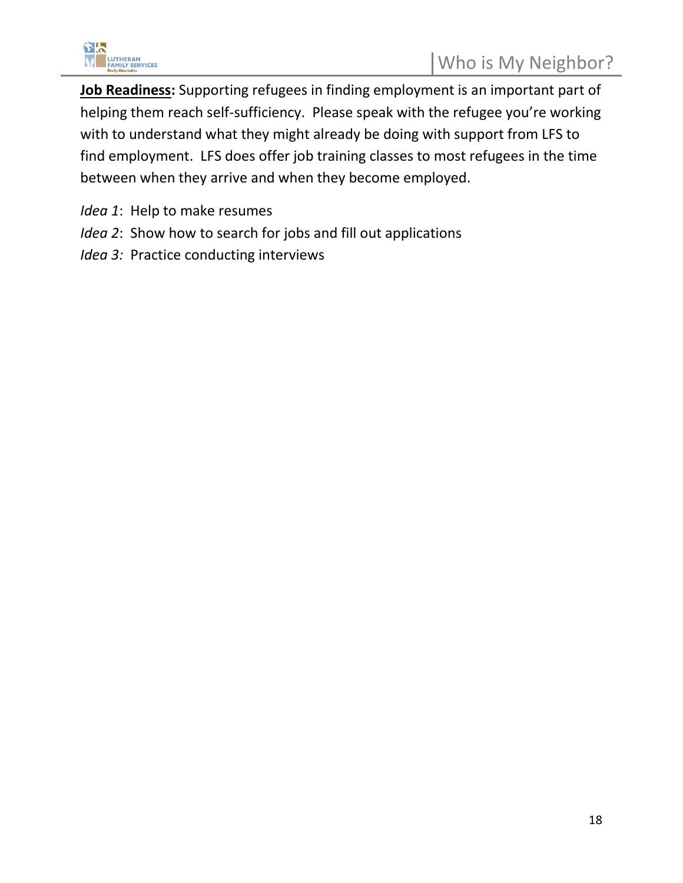**Job Readiness:** Supporting refugees in finding employment is an important part of helping them reach self-sufficiency. Please speak with the refugee you're working with to understand what they might already be doing with support from LFS to find employment. LFS does offer job training classes to most refugees in the time between when they arrive and when they become employed.

*Idea 1*: Help to make resumes
*Idea 2*: Show how to search for jobs and fill out applications
*Idea 3:* Practice conducting interviews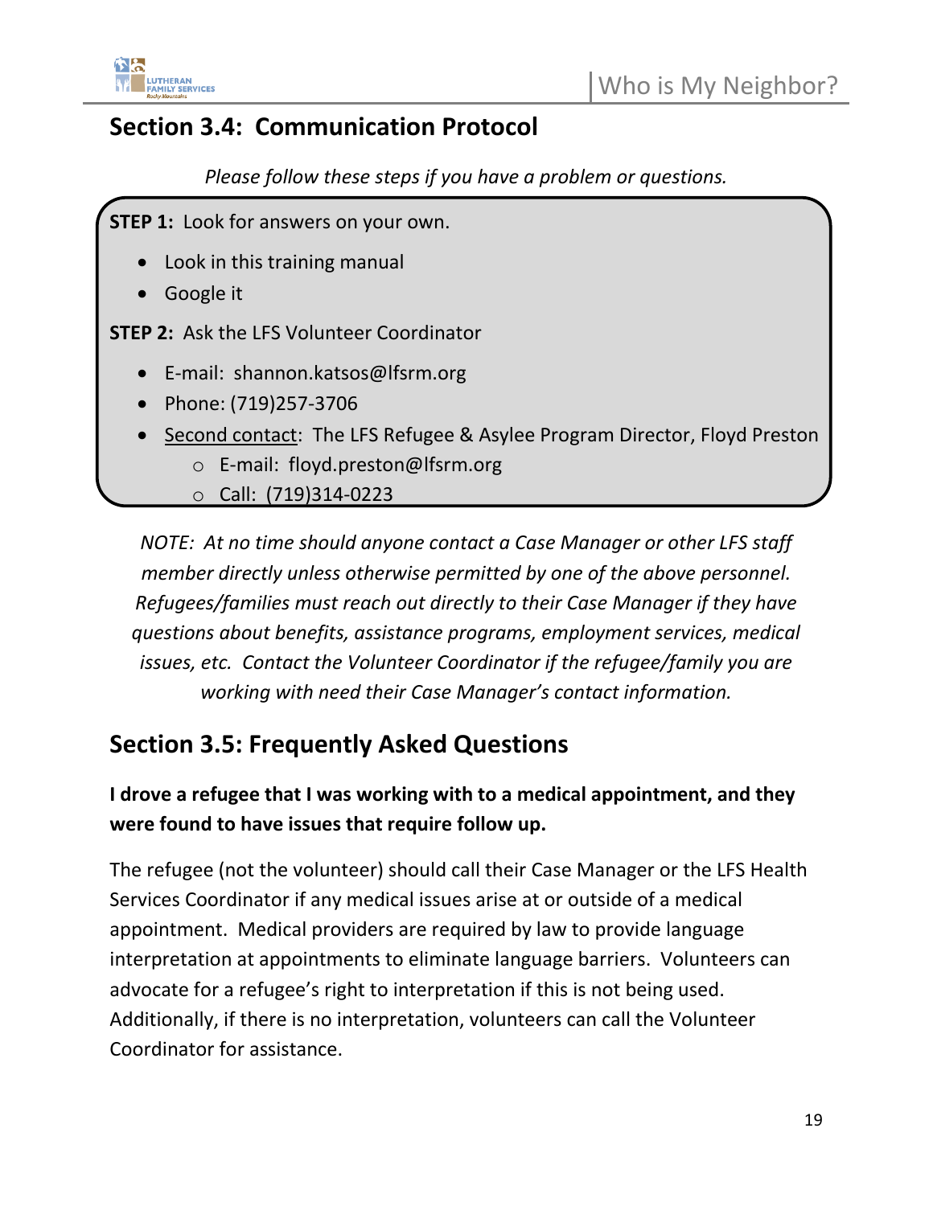## Section 3.4: Communication Protocol

*Please follow these steps if you have a problem or questions.*

**STEP 1:** Look for answers on your own.

- Look in this training manual
- Google it

**STEP 2:** Ask the LFS Volunteer Coordinator

- E-mail: shannon.katsos@lfsrm.org
- Phone: (719)257-3706
- Second contact: The LFS Refugee & Asylee Program Director, Floyd Preston
  - E-mail: floyd.preston@lfsrm.org
  - Call: (719)314-0223

*NOTE: At no time should anyone contact a Case Manager or other LFS staff member directly unless otherwise permitted by one of the above personnel. Refugees/families must reach out directly to their Case Manager if they have questions about benefits, assistance programs, employment services, medical issues, etc. Contact the Volunteer Coordinator if the refugee/family you are working with need their Case Manager's contact information.*

## Section 3.5: Frequently Asked Questions

**I drove a refugee that I was working with to a medical appointment, and they were found to have issues that require follow up.**

The refugee (not the volunteer) should call their Case Manager or the LFS Health Services Coordinator if any medical issues arise at or outside of a medical appointment. Medical providers are required by law to provide language interpretation at appointments to eliminate language barriers. Volunteers can advocate for a refugee's right to interpretation if this is not being used. Additionally, if there is no interpretation, volunteers can call the Volunteer Coordinator for assistance.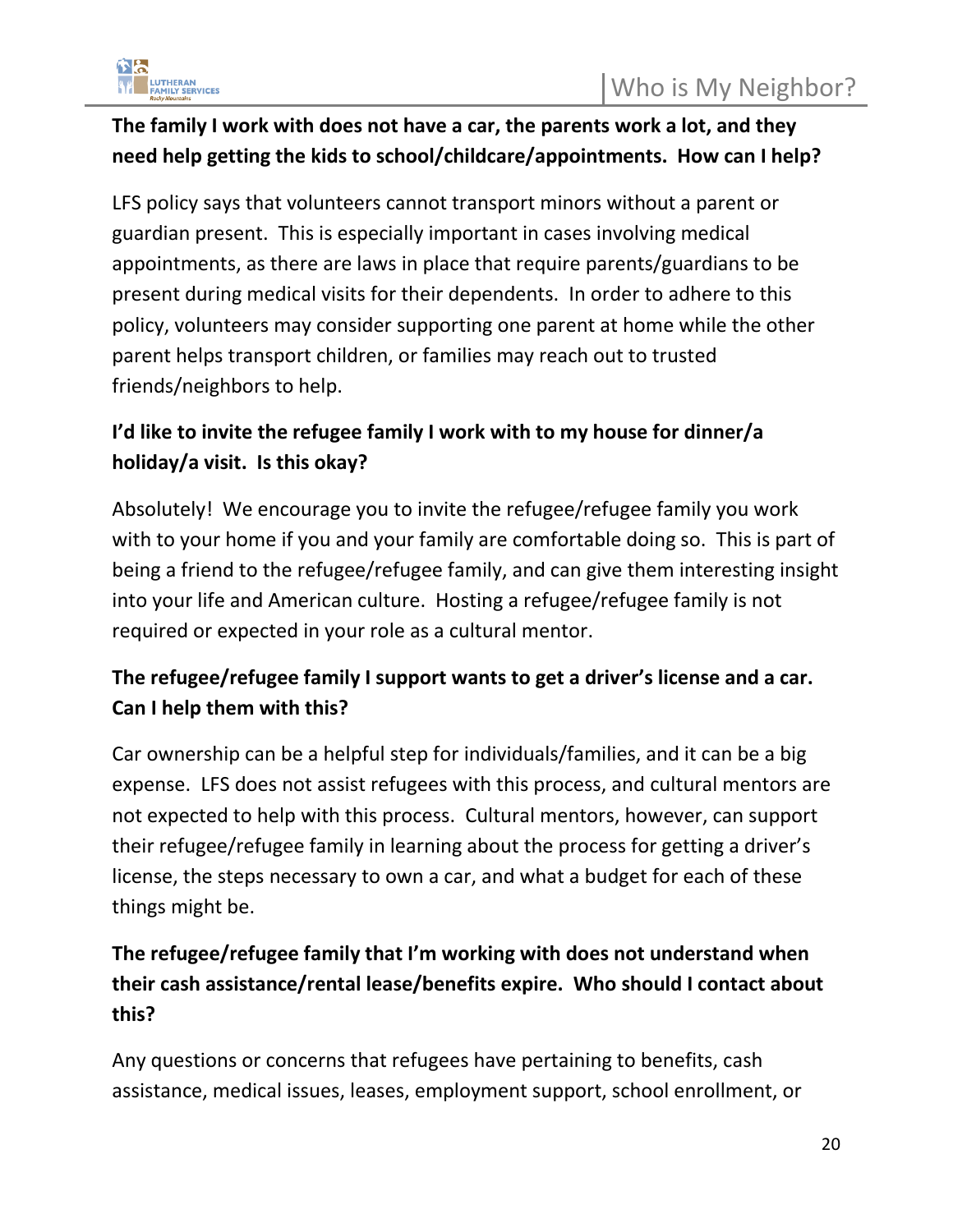**The family I work with does not have a car, the parents work a lot, and they need help getting the kids to school/childcare/appointments. How can I help?**

LFS policy says that volunteers cannot transport minors without a parent or guardian present. This is especially important in cases involving medical appointments, as there are laws in place that require parents/guardians to be present during medical visits for their dependents. In order to adhere to this policy, volunteers may consider supporting one parent at home while the other parent helps transport children, or families may reach out to trusted friends/neighbors to help.

**I'd like to invite the refugee family I work with to my house for dinner/a holiday/a visit. Is this okay?**

Absolutely! We encourage you to invite the refugee/refugee family you work with to your home if you and your family are comfortable doing so. This is part of being a friend to the refugee/refugee family, and can give them interesting insight into your life and American culture. Hosting a refugee/refugee family is not required or expected in your role as a cultural mentor.

**The refugee/refugee family I support wants to get a driver's license and a car. Can I help them with this?**

Car ownership can be a helpful step for individuals/families, and it can be a big expense. LFS does not assist refugees with this process, and cultural mentors are not expected to help with this process. Cultural mentors, however, can support their refugee/refugee family in learning about the process for getting a driver's license, the steps necessary to own a car, and what a budget for each of these things might be.

**The refugee/refugee family that I'm working with does not understand when their cash assistance/rental lease/benefits expire. Who should I contact about this?**

Any questions or concerns that refugees have pertaining to benefits, cash assistance, medical issues, leases, employment support, school enrollment, or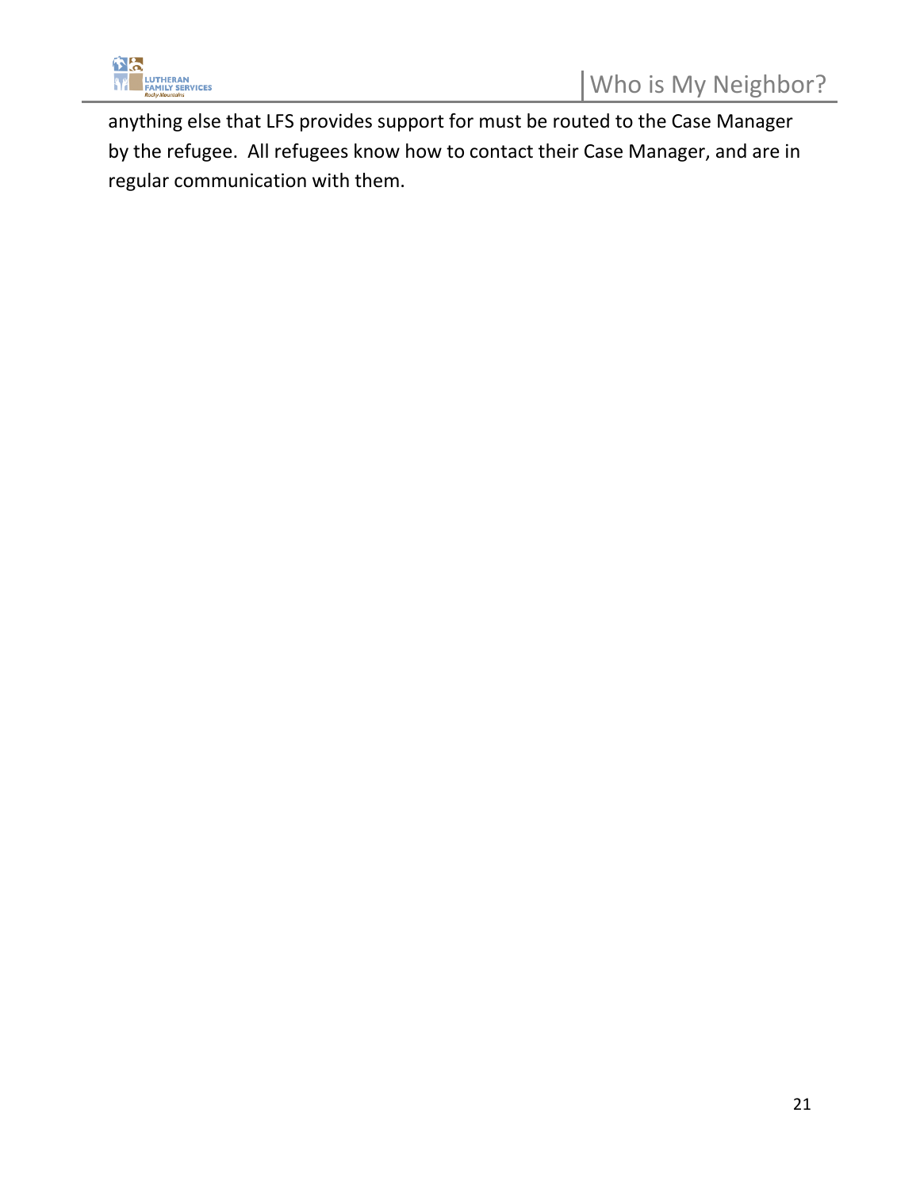anything else that LFS provides support for must be routed to the Case Manager by the refugee.  All refugees know how to contact their Case Manager, and are in regular communication with them.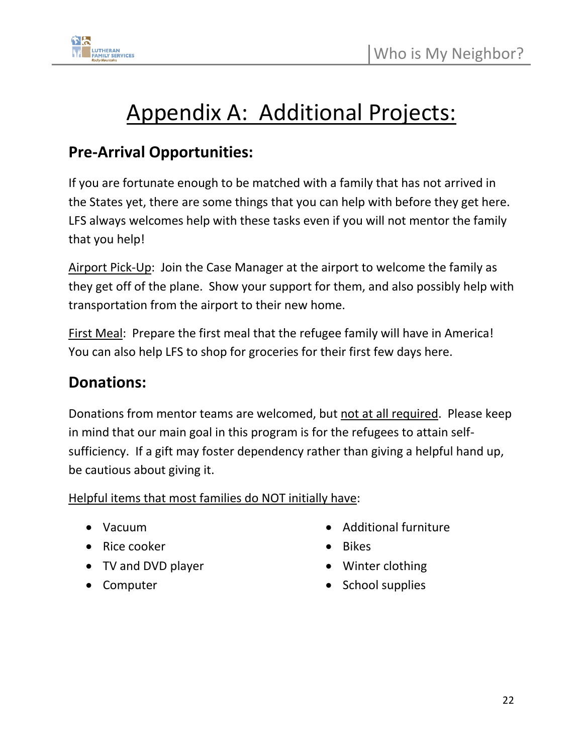# Appendix A: Additional Projects:

## Pre-Arrival Opportunities:

If you are fortunate enough to be matched with a family that has not arrived in the States yet, there are some things that you can help with before they get here. LFS always welcomes help with these tasks even if you will not mentor the family that you help!

Airport Pick-Up: Join the Case Manager at the airport to welcome the family as they get off of the plane. Show your support for them, and also possibly help with transportation from the airport to their new home.

First Meal: Prepare the first meal that the refugee family will have in America! You can also help LFS to shop for groceries for their first few days here.

## Donations:

Donations from mentor teams are welcomed, but not at all required. Please keep in mind that our main goal in this program is for the refugees to attain self-sufficiency. If a gift may foster dependency rather than giving a helpful hand up, be cautious about giving it.

Helpful items that most families do NOT initially have:

- Vacuum
- Rice cooker
- TV and DVD player
- Computer
- Additional furniture
- Bikes
- Winter clothing
- School supplies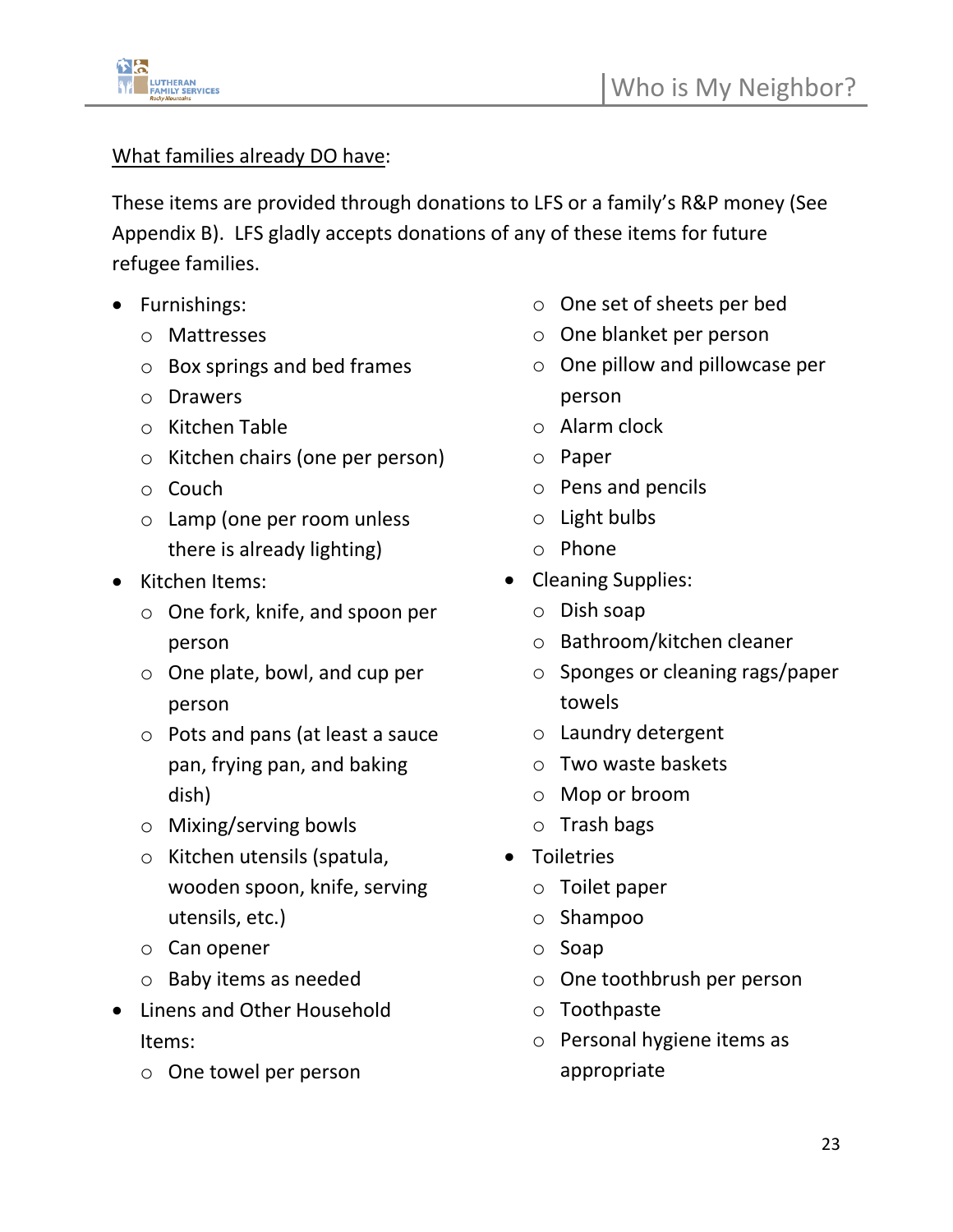<u>What families already DO have</u>:

These items are provided through donations to LFS or a family's R&P money (See Appendix B). LFS gladly accepts donations of any of these items for future refugee families.

- Furnishings:
  - Mattresses
  - Box springs and bed frames
  - Drawers
  - Kitchen Table
  - Kitchen chairs (one per person)
  - Couch
  - Lamp (one per room unless there is already lighting)
- Kitchen Items:
  - One fork, knife, and spoon per person
  - One plate, bowl, and cup per person
  - Pots and pans (at least a sauce pan, frying pan, and baking dish)
  - Mixing/serving bowls
  - Kitchen utensils (spatula, wooden spoon, knife, serving utensils, etc.)
  - Can opener
  - Baby items as needed
- Linens and Other Household Items:
  - One towel per person
  - One set of sheets per bed
  - One blanket per person
  - One pillow and pillowcase per person
  - Alarm clock
  - Paper
  - Pens and pencils
  - Light bulbs
  - Phone
- Cleaning Supplies:
  - Dish soap
  - Bathroom/kitchen cleaner
  - Sponges or cleaning rags/paper towels
  - Laundry detergent
  - Two waste baskets
  - Mop or broom
  - Trash bags
- Toiletries
  - Toilet paper
  - Shampoo
  - Soap
  - One toothbrush per person
  - Toothpaste
  - Personal hygiene items as appropriate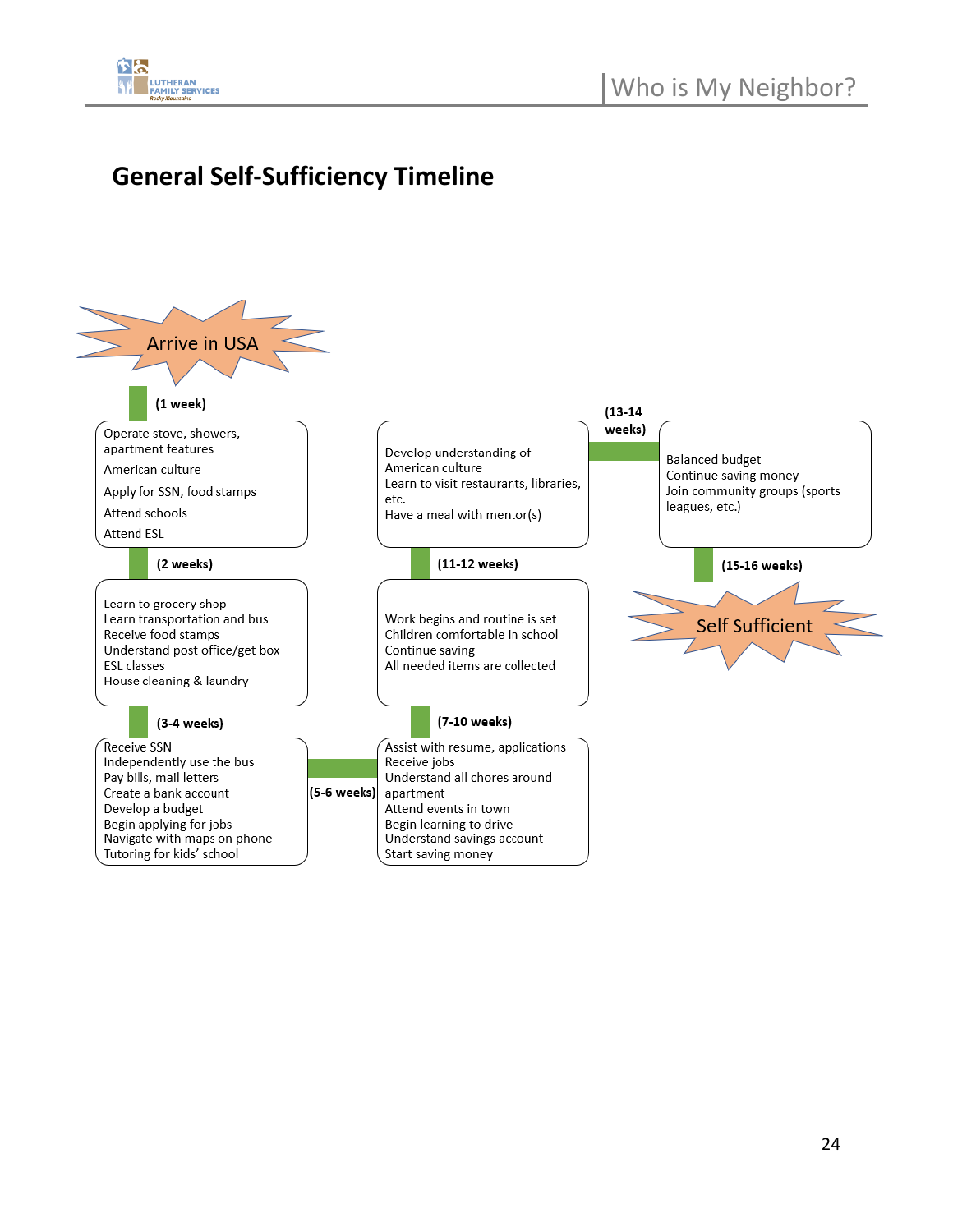# General Self-Sufficiency Timeline

**Arrive in USA**

**(1 week)**

- Operate stove, showers, apartment features
- American culture
- Apply for SSN, food stamps
- Attend schools
- Attend ESL

**(2 weeks)**

- Learn to grocery shop
- Learn transportation and bus
- Receive food stamps
- Understand post office/get box
- ESL classes
- House cleaning & laundry

**(3-4 weeks)**

- Receive SSN
- Independently use the bus
- Pay bills, mail letters
- Create a bank account
- Develop a budget
- Begin applying for jobs
- Navigate with maps on phone
- Tutoring for kids' school

**(5-6 weeks)**

- Assist with resume, applications
- Receive jobs
- Understand all chores around apartment
- Attend events in town
- Begin learning to drive
- Understand savings account
- Start saving money

**(7-10 weeks)**

- Work begins and routine is set
- Children comfortable in school
- Continue saving
- All needed items are collected

**(11-12 weeks)**

- Develop understanding of American culture
- Learn to visit restaurants, libraries, etc.
- Have a meal with mentor(s)

**(13-14 weeks)**

- Balanced budget
- Continue saving money
- Join community groups (sports leagues, etc.)

**(15-16 weeks)**

**Self Sufficient**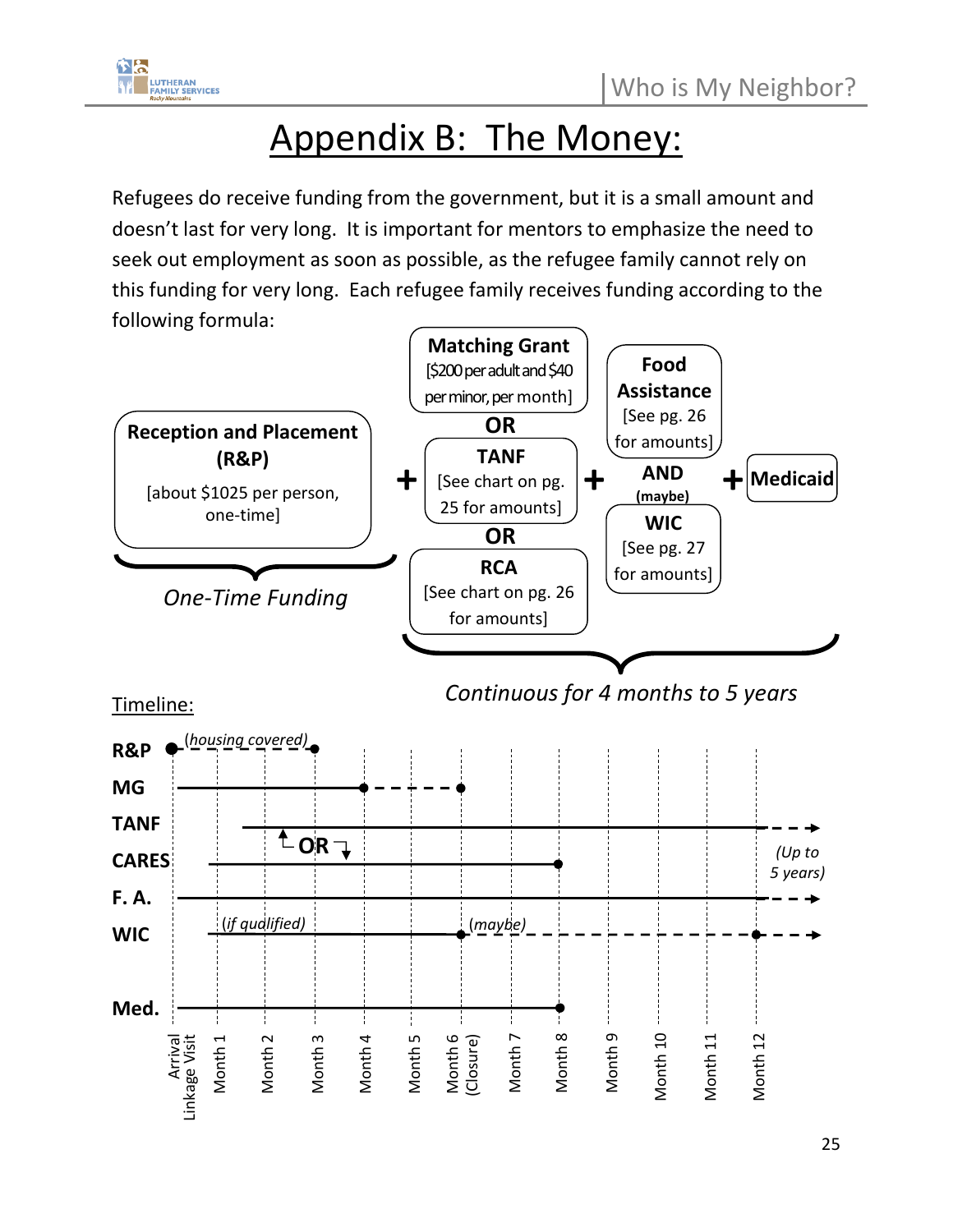# Appendix B: The Money:

Refugees do receive funding from the government, but it is a small amount and doesn't last for very long. It is important for mentors to emphasize the need to seek out employment as soon as possible, as the refugee family cannot rely on this funding for very long. Each refugee family receives funding according to the following formula:

**Reception and Placement (R&P)**
[about $1025 per person, one-time]

*One-Time Funding*

**+**

**Matching Grant**
[$200 per adult and $40 per minor, per month]

**OR**

**TANF**
[See chart on pg. 25 for amounts]

**OR**

**RCA**
[See chart on pg. 26 for amounts]

**+**

**Food Assistance**
[See pg. 26 for amounts]

**AND (maybe)**

**WIC**
[See pg. 27 for amounts]

**+**

**Medicaid**

*Continuous for 4 months to 5 years*

Timeline:

**R&P** (housing covered)

**MG**

**TANF**

**OR**

**CARES**

(Up to 5 years)

**F. A.**

**WIC** (if qualified) (maybe)

**Med.**

Arrival Linkage Visit, Month 1, Month 2, Month 3, Month 4, Month 5, Month 6 (Closure), Month 7, Month 8, Month 9, Month 10, Month 11, Month 12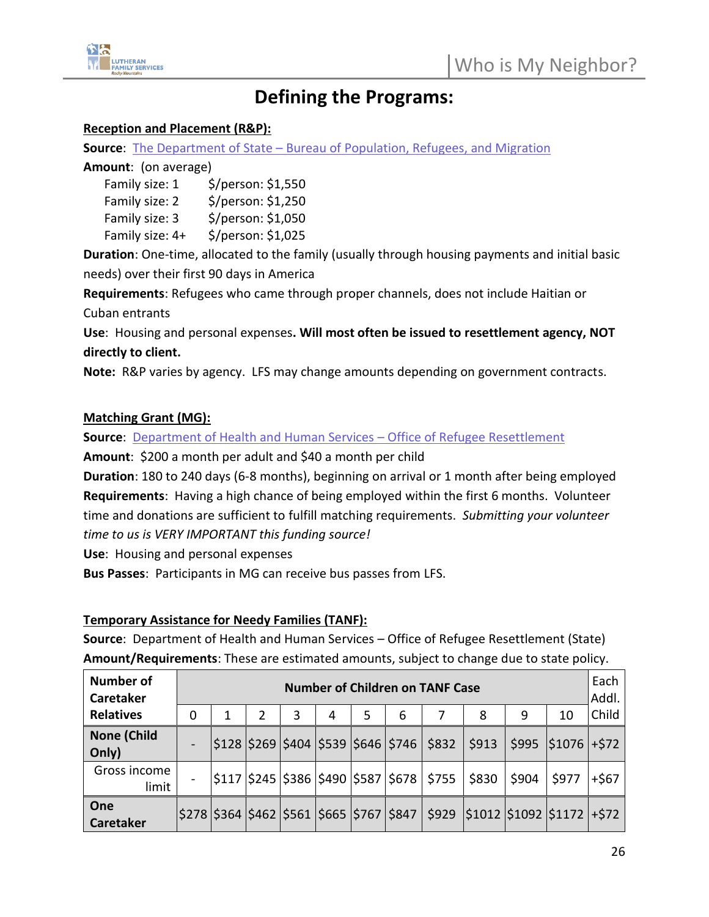# Defining the Programs:

**Reception and Placement (R&P):**

**Source**: The Department of State – Bureau of Population, Refugees, and Migration

**Amount**: (on average)

- Family size: 1 — $/person: $1,550
- Family size: 2 — $/person: $1,250
- Family size: 3 — $/person: $1,050
- Family size: 4+ — $/person: $1,025

**Duration**: One-time, allocated to the family (usually through housing payments and initial basic needs) over their first 90 days in America

**Requirements**: Refugees who came through proper channels, does not include Haitian or Cuban entrants

**Use**: Housing and personal expenses**. Will most often be issued to resettlement agency, NOT directly to client.**

**Note:** R&P varies by agency. LFS may change amounts depending on government contracts.

**Matching Grant (MG):**

**Source**: Department of Health and Human Services – Office of Refugee Resettlement

**Amount**: $200 a month per adult and $40 a month per child

**Duration**: 180 to 240 days (6-8 months), beginning on arrival or 1 month after being employed

**Requirements**: Having a high chance of being employed within the first 6 months. Volunteer time and donations are sufficient to fulfill matching requirements. *Submitting your volunteer time to us is VERY IMPORTANT this funding source!*

**Use**: Housing and personal expenses

**Bus Passes**: Participants in MG can receive bus passes from LFS.

**Temporary Assistance for Needy Families (TANF):**

**Source**: Department of Health and Human Services – Office of Refugee Resettlement (State)

**Amount/Requirements**: These are estimated amounts, subject to change due to state policy.

| Number of Caretaker Relatives | Number of Children on TANF Case | | | | | | | | | | | Each Addl. Child |
|---|---|---|---|---|---|---|---|---|---|---|---|---|
| | 0 | 1 | 2 | 3 | 4 | 5 | 6 | 7 | 8 | 9 | 10 | |
| **None (Child Only)** | - | $128 | $269 | $404 | $539 | $646 | $746 | $832 | $913 | $995 | $1076 | +$72 |
| Gross income limit | - | $117 | $245 | $386 | $490 | $587 | $678 | $755 | $830 | $904 | $977 | +$67 |
| **One Caretaker** | $278 | $364 | $462 | $561 | $665 | $767 | $847 | $929 | $1012 | $1092 | $1172 | +$72 |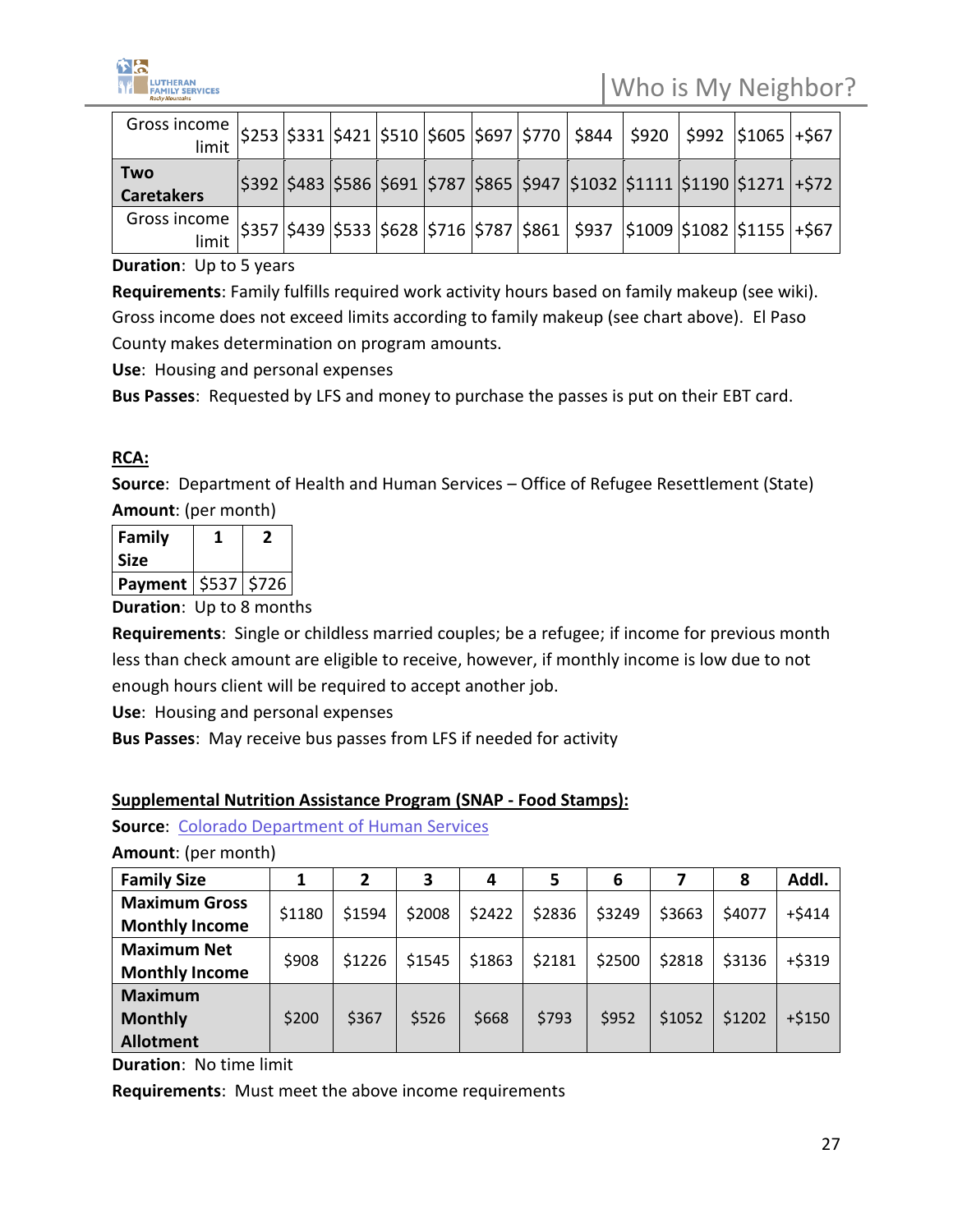| Gross income limit | $253 | $331 | $421 | $510 | $605 | $697 | $770 | $844 | $920 | $992 | $1065 | +$67 |
|---|---|---|---|---|---|---|---|---|---|---|---|---|
| **Two Caretakers** | $392 | $483 | $586 | $691 | $787 | $865 | $947 | $1032 | $1111 | $1190 | $1271 | +$72 |
| Gross income limit | $357 | $439 | $533 | $628 | $716 | $787 | $861 | $937 | $1009 | $1082 | $1155 | +$67 |

**Duration**: Up to 5 years

**Requirements**: Family fulfills required work activity hours based on family makeup (see wiki). Gross income does not exceed limits according to family makeup (see chart above). El Paso County makes determination on program amounts.

**Use**: Housing and personal expenses

**Bus Passes**: Requested by LFS and money to purchase the passes is put on their EBT card.

**RCA:**

**Source**: Department of Health and Human Services – Office of Refugee Resettlement (State)

**Amount**: (per month)

| **Family Size** | **1** | **2** |
|---|---|---|
| **Payment** | $537 | $726 |

**Duration**: Up to 8 months

**Requirements**: Single or childless married couples; be a refugee; if income for previous month less than check amount are eligible to receive, however, if monthly income is low due to not enough hours client will be required to accept another job.

**Use**: Housing and personal expenses

**Bus Passes**: May receive bus passes from LFS if needed for activity

**Supplemental Nutrition Assistance Program (SNAP - Food Stamps):**

**Source**: Colorado Department of Human Services

**Amount**: (per month)

| **Family Size** | **1** | **2** | **3** | **4** | **5** | **6** | **7** | **8** | **Addl.** |
|---|---|---|---|---|---|---|---|---|---|
| **Maximum Gross Monthly Income** | $1180 | $1594 | $2008 | $2422 | $2836 | $3249 | $3663 | $4077 | +$414 |
| **Maximum Net Monthly Income** | $908 | $1226 | $1545 | $1863 | $2181 | $2500 | $2818 | $3136 | +$319 |
| **Maximum Monthly Allotment** | $200 | $367 | $526 | $668 | $793 | $952 | $1052 | $1202 | +$150 |

**Duration**: No time limit

**Requirements**: Must meet the above income requirements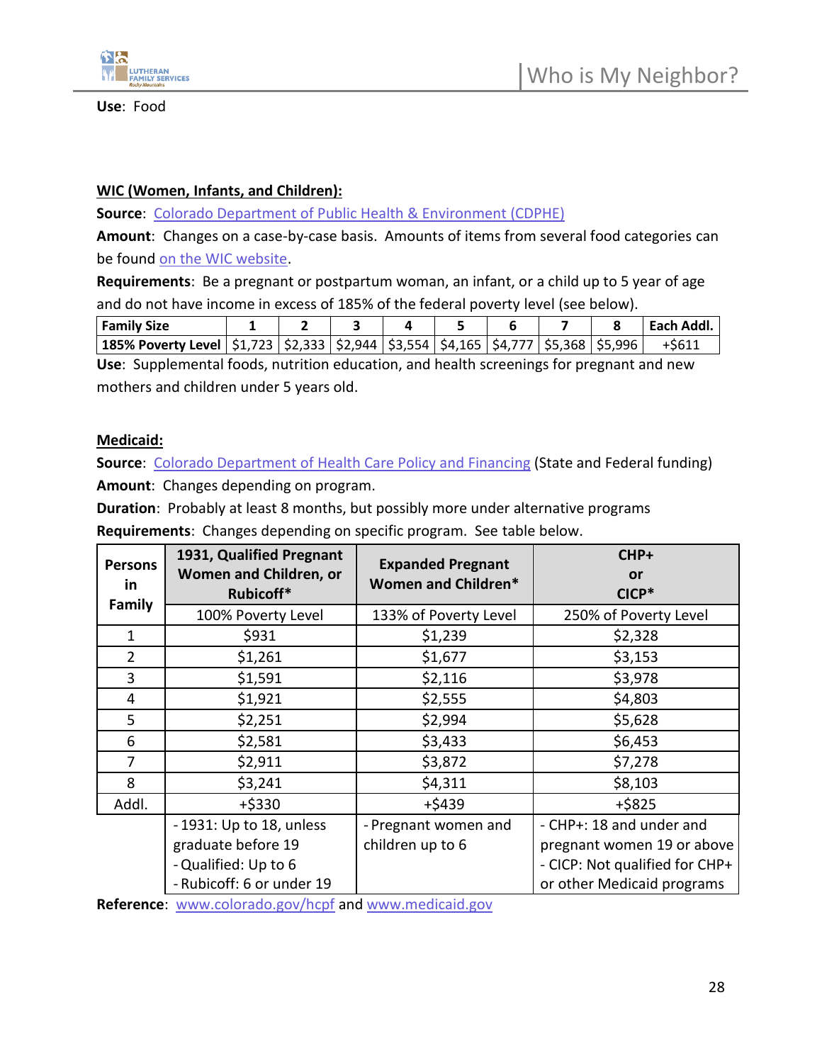**Use**: Food

**WIC (Women, Infants, and Children):**

**Source**: Colorado Department of Public Health & Environment (CDPHE)

**Amount**: Changes on a case-by-case basis. Amounts of items from several food categories can be found on the WIC website.

**Requirements**: Be a pregnant or postpartum woman, an infant, or a child up to 5 year of age and do not have income in excess of 185% of the federal poverty level (see below).

| Family Size | 1 | 2 | 3 | 4 | 5 | 6 | 7 | 8 | Each Addl. |
|---|---|---|---|---|---|---|---|---|---|
| 185% Poverty Level | $1,723 | $2,333 | $2,944 | $3,554 | $4,165 | $4,777 | $5,368 | $5,996 | +$611 |

**Use**: Supplemental foods, nutrition education, and health screenings for pregnant and new mothers and children under 5 years old.

**Medicaid:**

**Source**: Colorado Department of Health Care Policy and Financing (State and Federal funding)

**Amount**: Changes depending on program.

**Duration**: Probably at least 8 months, but possibly more under alternative programs

**Requirements**: Changes depending on specific program. See table below.

| Persons in Family | 1931, Qualified Pregnant Women and Children, or Rubicoff* | Expanded Pregnant Women and Children* | CHP+ or CICP* |
|---|---|---|---|
| | 100% Poverty Level | 133% of Poverty Level | 250% of Poverty Level |
| 1 | $931 | $1,239 | $2,328 |
| 2 | $1,261 | $1,677 | $3,153 |
| 3 | $1,591 | $2,116 | $3,978 |
| 4 | $1,921 | $2,555 | $4,803 |
| 5 | $2,251 | $2,994 | $5,628 |
| 6 | $2,581 | $3,433 | $6,453 |
| 7 | $2,911 | $3,872 | $7,278 |
| 8 | $3,241 | $4,311 | $8,103 |
| Addl. | +$330 | +$439 | +$825 |
| | - 1931: Up to 18, unless graduate before 19<br>- Qualified: Up to 6<br>- Rubicoff: 6 or under 19 | - Pregnant women and children up to 6 | - CHP+: 18 and under and pregnant women 19 or above<br>- CICP: Not qualified for CHP+ or other Medicaid programs |

**Reference**: www.colorado.gov/hcpf and www.medicaid.gov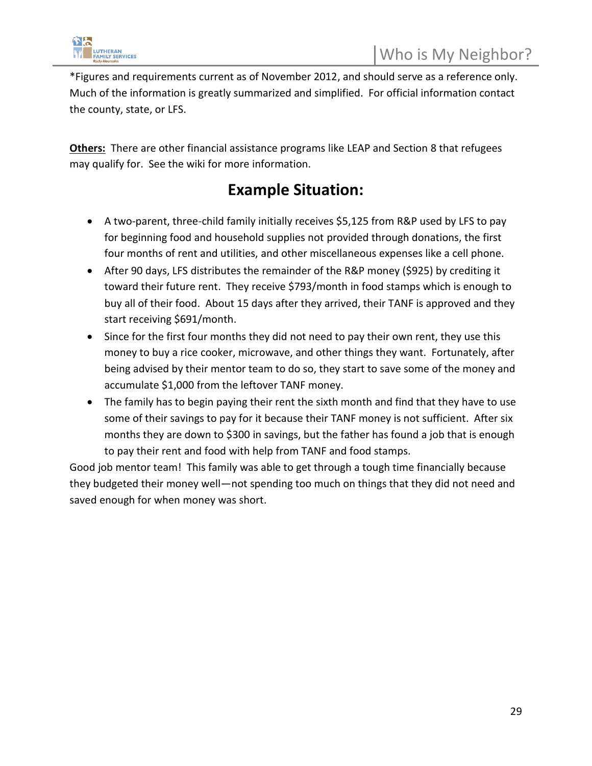*Figures and requirements current as of November 2012, and should serve as a reference only. Much of the information is greatly summarized and simplified. For official information contact the county, state, or LFS.

**Others:** There are other financial assistance programs like LEAP and Section 8 that refugees may qualify for. See the wiki for more information.

## Example Situation:

- A two-parent, three-child family initially receives $5,125 from R&P used by LFS to pay for beginning food and household supplies not provided through donations, the first four months of rent and utilities, and other miscellaneous expenses like a cell phone.
- After 90 days, LFS distributes the remainder of the R&P money ($925) by crediting it toward their future rent. They receive $793/month in food stamps which is enough to buy all of their food. About 15 days after they arrived, their TANF is approved and they start receiving $691/month.
- Since for the first four months they did not need to pay their own rent, they use this money to buy a rice cooker, microwave, and other things they want. Fortunately, after being advised by their mentor team to do so, they start to save some of the money and accumulate $1,000 from the leftover TANF money.
- The family has to begin paying their rent the sixth month and find that they have to use some of their savings to pay for it because their TANF money is not sufficient. After six months they are down to $300 in savings, but the father has found a job that is enough to pay their rent and food with help from TANF and food stamps.

Good job mentor team! This family was able to get through a tough time financially because they budgeted their money well—not spending too much on things that they did not need and saved enough for when money was short.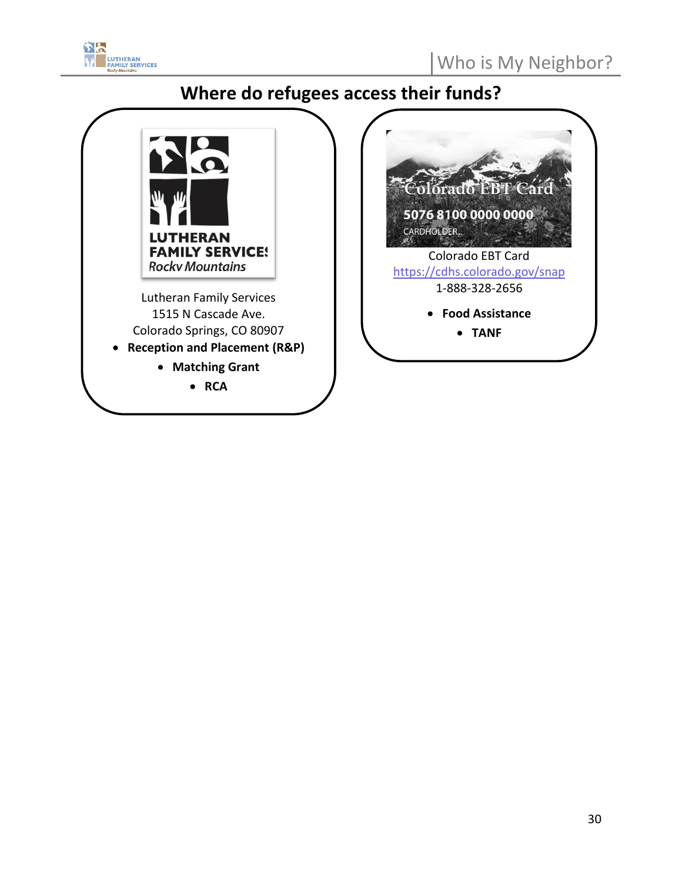# Where do refugees access their funds?

Lutheran Family Services
1515 N Cascade Ave.
Colorado Springs, CO 80907

- **Reception and Placement (R&P)**
- **Matching Grant**
- **RCA**

Colorado EBT Card
https://cdhs.colorado.gov/snap
1-888-328-2656

- **Food Assistance**
- **TANF**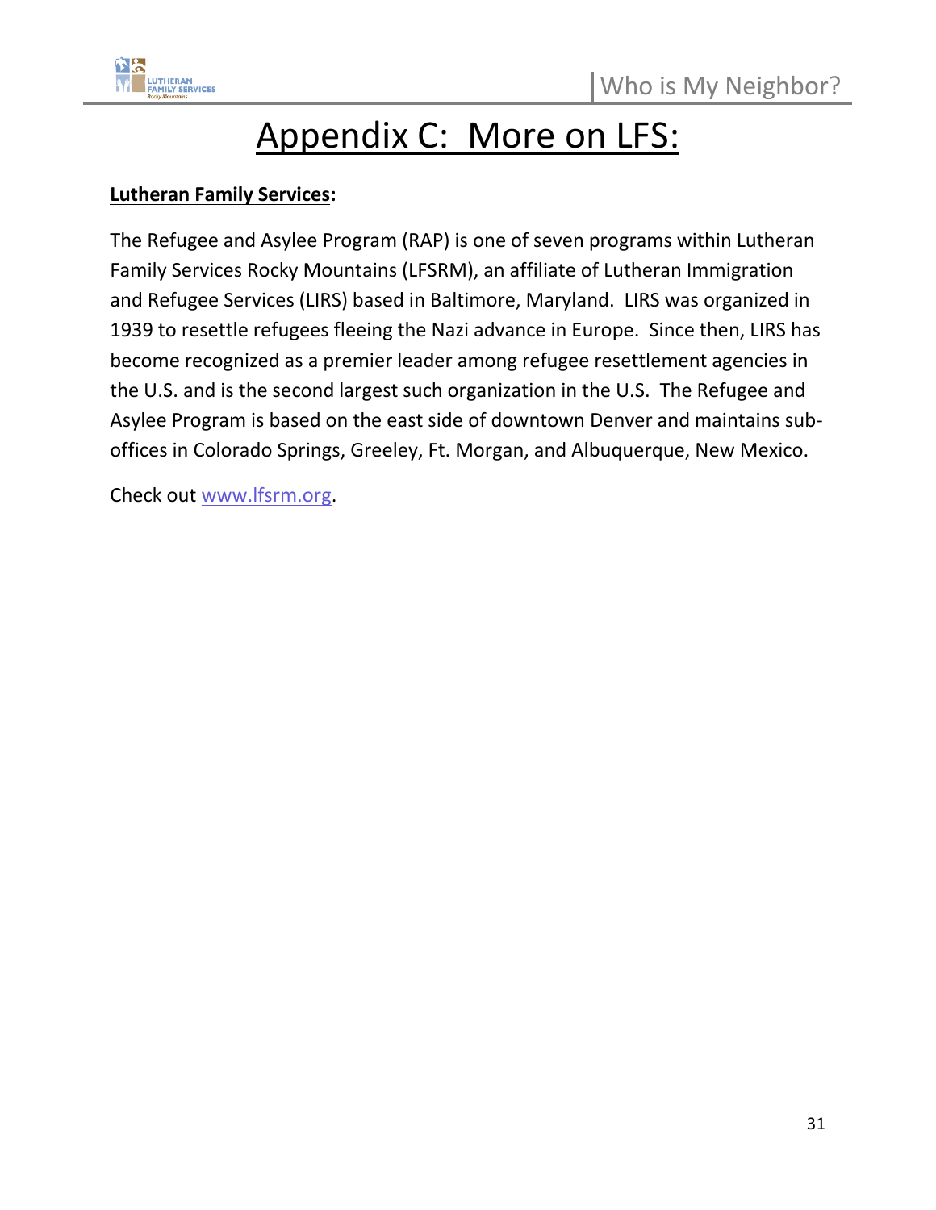# Appendix C: More on LFS:

**Lutheran Family Services:**

The Refugee and Asylee Program (RAP) is one of seven programs within Lutheran Family Services Rocky Mountains (LFSRM), an affiliate of Lutheran Immigration and Refugee Services (LIRS) based in Baltimore, Maryland. LIRS was organized in 1939 to resettle refugees fleeing the Nazi advance in Europe. Since then, LIRS has become recognized as a premier leader among refugee resettlement agencies in the U.S. and is the second largest such organization in the U.S. The Refugee and Asylee Program is based on the east side of downtown Denver and maintains sub-offices in Colorado Springs, Greeley, Ft. Morgan, and Albuquerque, New Mexico.

Check out [www.lfsrm.org](http://www.lfsrm.org).